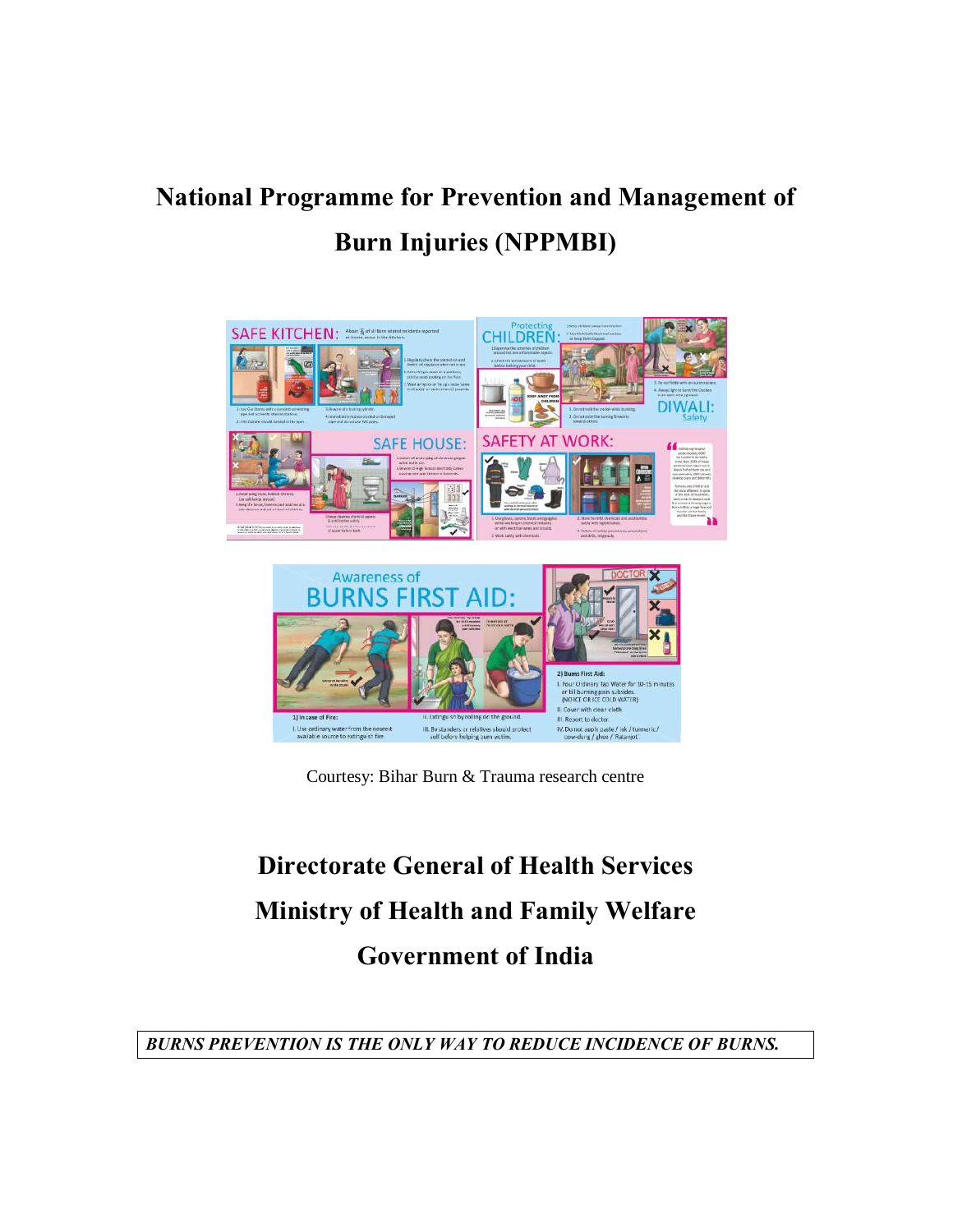# National Programme for Prevention and Management of Burn Injuries (NPPMBI)

Courtesy: Bihar Burn & Trauma research centre

## Directorate General of Health Services
## Ministry of Health and Family Welfare
## Government of India

***BURNS PREVENTION IS THE ONLY WAY TO REDUCE INCIDENCE OF BURNS.***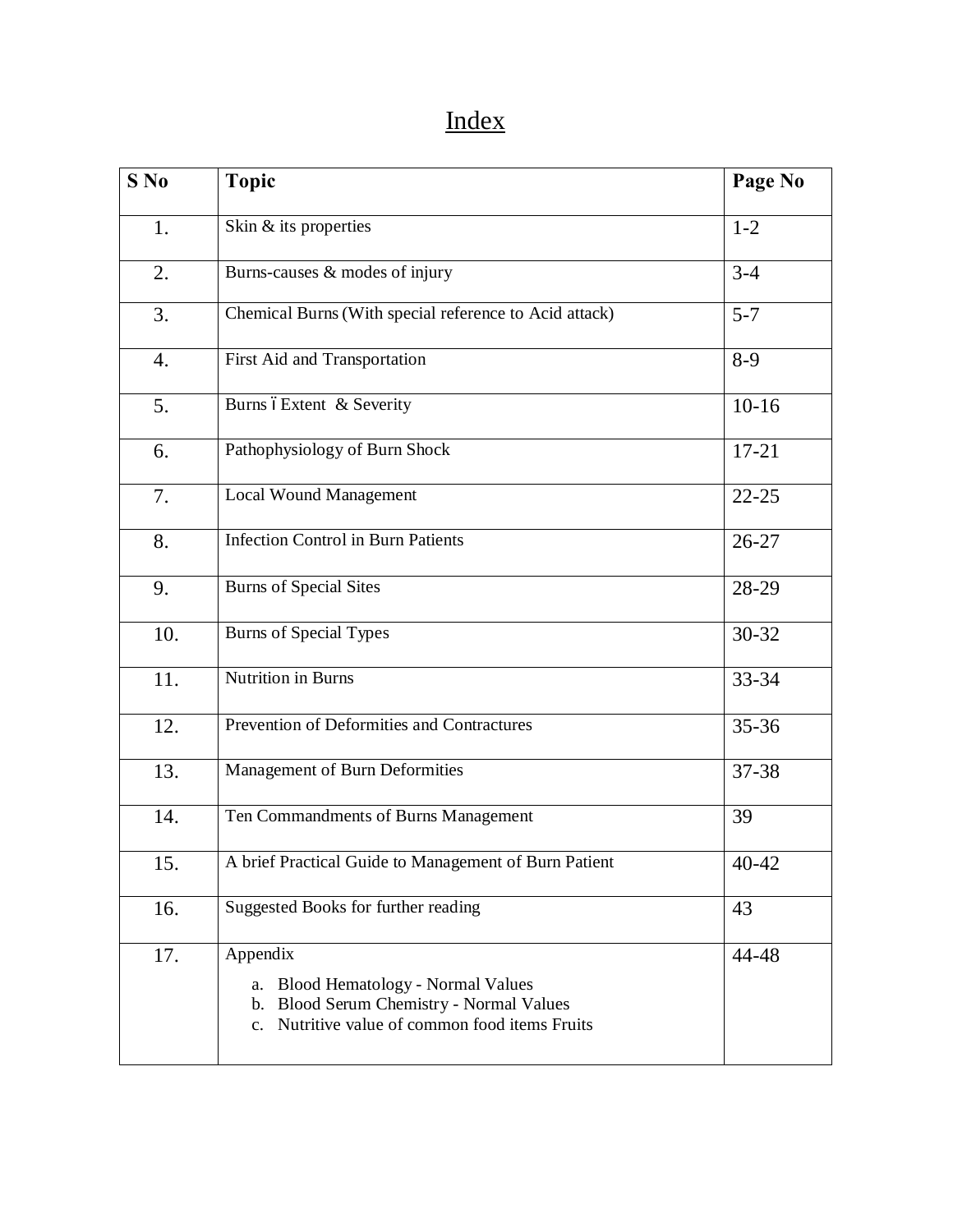# Index

| S No | Topic | Page No |
|---|---|---|
| 1. | Skin & its properties | 1-2 |
| 2. | Burns-causes & modes of injury | 3-4 |
| 3. | Chemical Burns (With special reference to Acid attack) | 5-7 |
| 4. | First Aid and Transportation | 8-9 |
| 5. | Burns – Extent & Severity | 10-16 |
| 6. | Pathophysiology of Burn Shock | 17-21 |
| 7. | Local Wound Management | 22-25 |
| 8. | Infection Control in Burn Patients | 26-27 |
| 9. | Burns of Special Sites | 28-29 |
| 10. | Burns of Special Types | 30-32 |
| 11. | Nutrition in Burns | 33-34 |
| 12. | Prevention of Deformities and Contractures | 35-36 |
| 13. | Management of Burn Deformities | 37-38 |
| 14. | Ten Commandments of Burns Management | 39 |
| 15. | A brief Practical Guide to Management of Burn Patient | 40-42 |
| 16. | Suggested Books for further reading | 43 |
| 17. | Appendix<br>a. Blood Hematology - Normal Values<br>b. Blood Serum Chemistry - Normal Values<br>c. Nutritive value of common food items Fruits | 44-48 |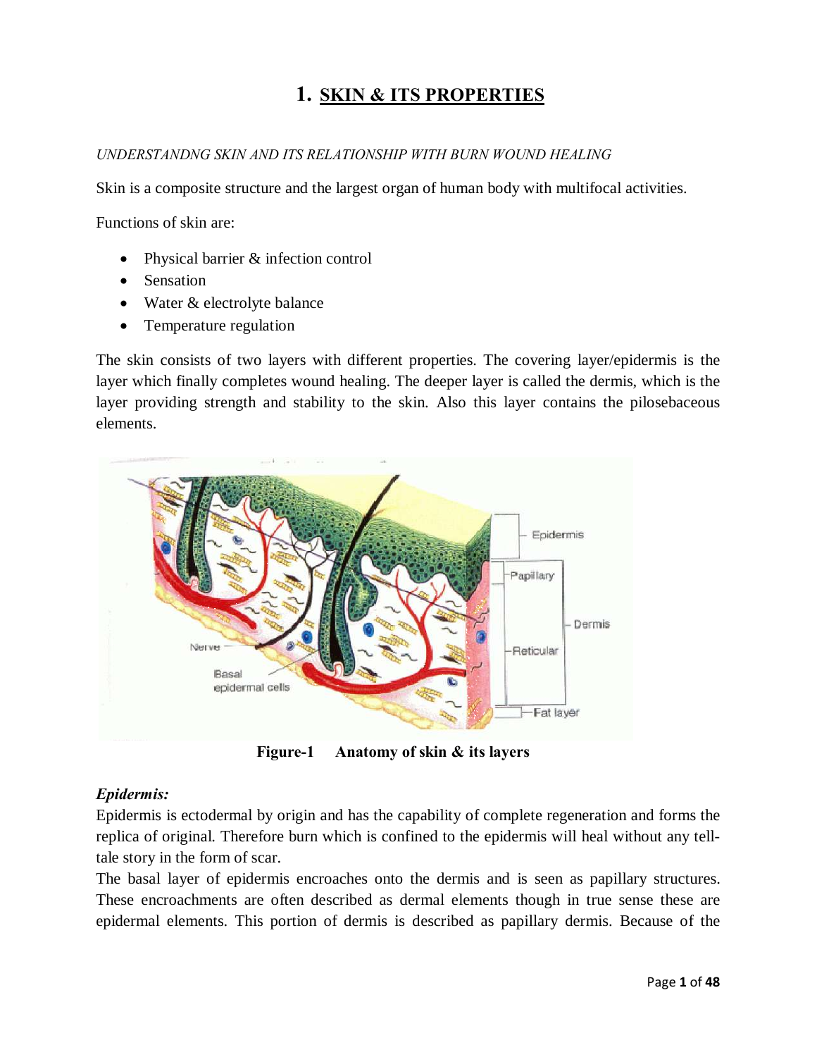# 1. SKIN & ITS PROPERTIES

*UNDERSTANDNG SKIN AND ITS RELATIONSHIP WITH BURN WOUND HEALING*

Skin is a composite structure and the largest organ of human body with multifocal activities.

Functions of skin are:

- Physical barrier & infection control
- Sensation
- Water & electrolyte balance
- Temperature regulation

The skin consists of two layers with different properties. The covering layer/epidermis is the layer which finally completes wound healing. The deeper layer is called the dermis, which is the layer providing strength and stability to the skin. Also this layer contains the pilosebaceous elements.

**Figure-1 Anatomy of skin & its layers**

***Epidermis:***

Epidermis is ectodermal by origin and has the capability of complete regeneration and forms the replica of original. Therefore burn which is confined to the epidermis will heal without any tell-tale story in the form of scar.

The basal layer of epidermis encroaches onto the dermis and is seen as papillary structures. These encroachments are often described as dermal elements though in true sense these are epidermal elements. This portion of dermis is described as papillary dermis. Because of the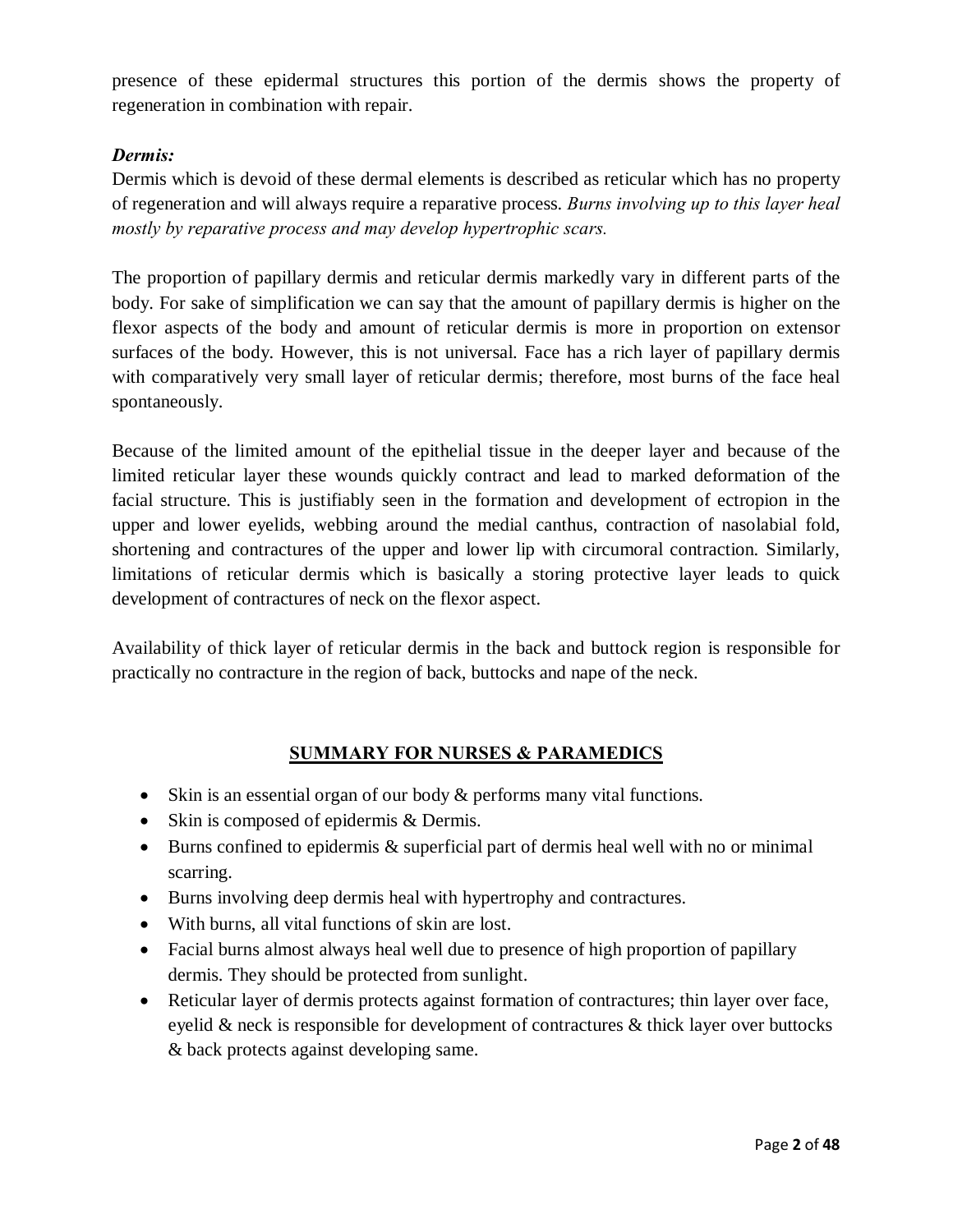presence of these epidermal structures this portion of the dermis shows the property of regeneration in combination with repair.

***Dermis:***

Dermis which is devoid of these dermal elements is described as reticular which has no property of regeneration and will always require a reparative process. *Burns involving up to this layer heal mostly by reparative process and may develop hypertrophic scars.*

The proportion of papillary dermis and reticular dermis markedly vary in different parts of the body. For sake of simplification we can say that the amount of papillary dermis is higher on the flexor aspects of the body and amount of reticular dermis is more in proportion on extensor surfaces of the body. However, this is not universal. Face has a rich layer of papillary dermis with comparatively very small layer of reticular dermis; therefore, most burns of the face heal spontaneously.

Because of the limited amount of the epithelial tissue in the deeper layer and because of the limited reticular layer these wounds quickly contract and lead to marked deformation of the facial structure. This is justifiably seen in the formation and development of ectropion in the upper and lower eyelids, webbing around the medial canthus, contraction of nasolabial fold, shortening and contractures of the upper and lower lip with circumoral contraction. Similarly, limitations of reticular dermis which is basically a storing protective layer leads to quick development of contractures of neck on the flexor aspect.

Availability of thick layer of reticular dermis in the back and buttock region is responsible for practically no contracture in the region of back, buttocks and nape of the neck.

## SUMMARY FOR NURSES & PARAMEDICS

- Skin is an essential organ of our body & performs many vital functions.
- Skin is composed of epidermis & Dermis.
- Burns confined to epidermis & superficial part of dermis heal well with no or minimal scarring.
- Burns involving deep dermis heal with hypertrophy and contractures.
- With burns, all vital functions of skin are lost.
- Facial burns almost always heal well due to presence of high proportion of papillary dermis. They should be protected from sunlight.
- Reticular layer of dermis protects against formation of contractures; thin layer over face, eyelid & neck is responsible for development of contractures & thick layer over buttocks & back protects against developing same.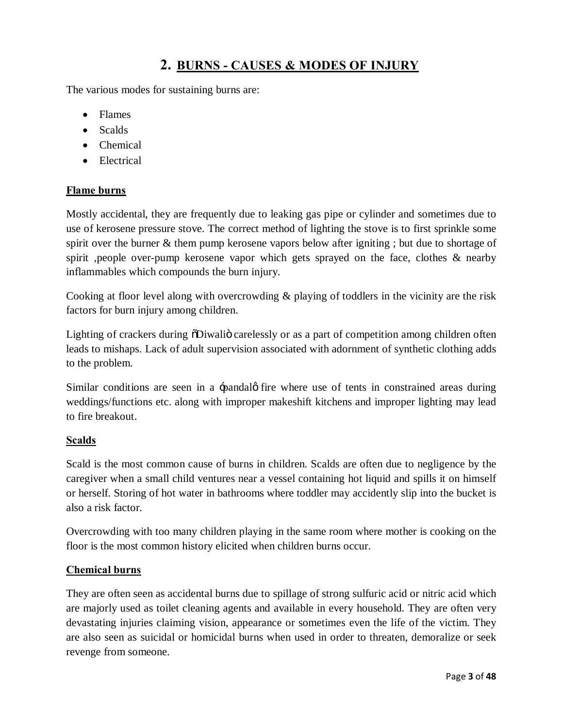## 2. BURNS - CAUSES & MODES OF INJURY

The various modes for sustaining burns are:

- Flames
- Scalds
- Chemical
- Electrical

**Flame burns**

Mostly accidental, they are frequently due to leaking gas pipe or cylinder and sometimes due to use of kerosene pressure stove. The correct method of lighting the stove is to first sprinkle some spirit over the burner & them pump kerosene vapors below after igniting ; but due to shortage of spirit ,people over-pump kerosene vapor which gets sprayed on the face, clothes & nearby inflammables which compounds the burn injury.

Cooking at floor level along with overcrowding & playing of toddlers in the vicinity are the risk factors for burn injury among children.

Lighting of crackers during õDiwaliö carelessly or as a part of competition among children often leads to mishaps. Lack of adult supervision associated with adornment of synthetic clothing adds to the problem.

Similar conditions are seen in a ‡pandalô fire where use of tents in constrained areas during weddings/functions etc. along with improper makeshift kitchens and improper lighting may lead to fire breakout.

**Scalds**

Scald is the most common cause of burns in children. Scalds are often due to negligence by the caregiver when a small child ventures near a vessel containing hot liquid and spills it on himself or herself. Storing of hot water in bathrooms where toddler may accidently slip into the bucket is also a risk factor.

Overcrowding with too many children playing in the same room where mother is cooking on the floor is the most common history elicited when children burns occur.

**Chemical burns**

They are often seen as accidental burns due to spillage of strong sulfuric acid or nitric acid which are majorly used as toilet cleaning agents and available in every household. They are often very devastating injuries claiming vision, appearance or sometimes even the life of the victim. They are also seen as suicidal or homicidal burns when used in order to threaten, demoralize or seek revenge from someone.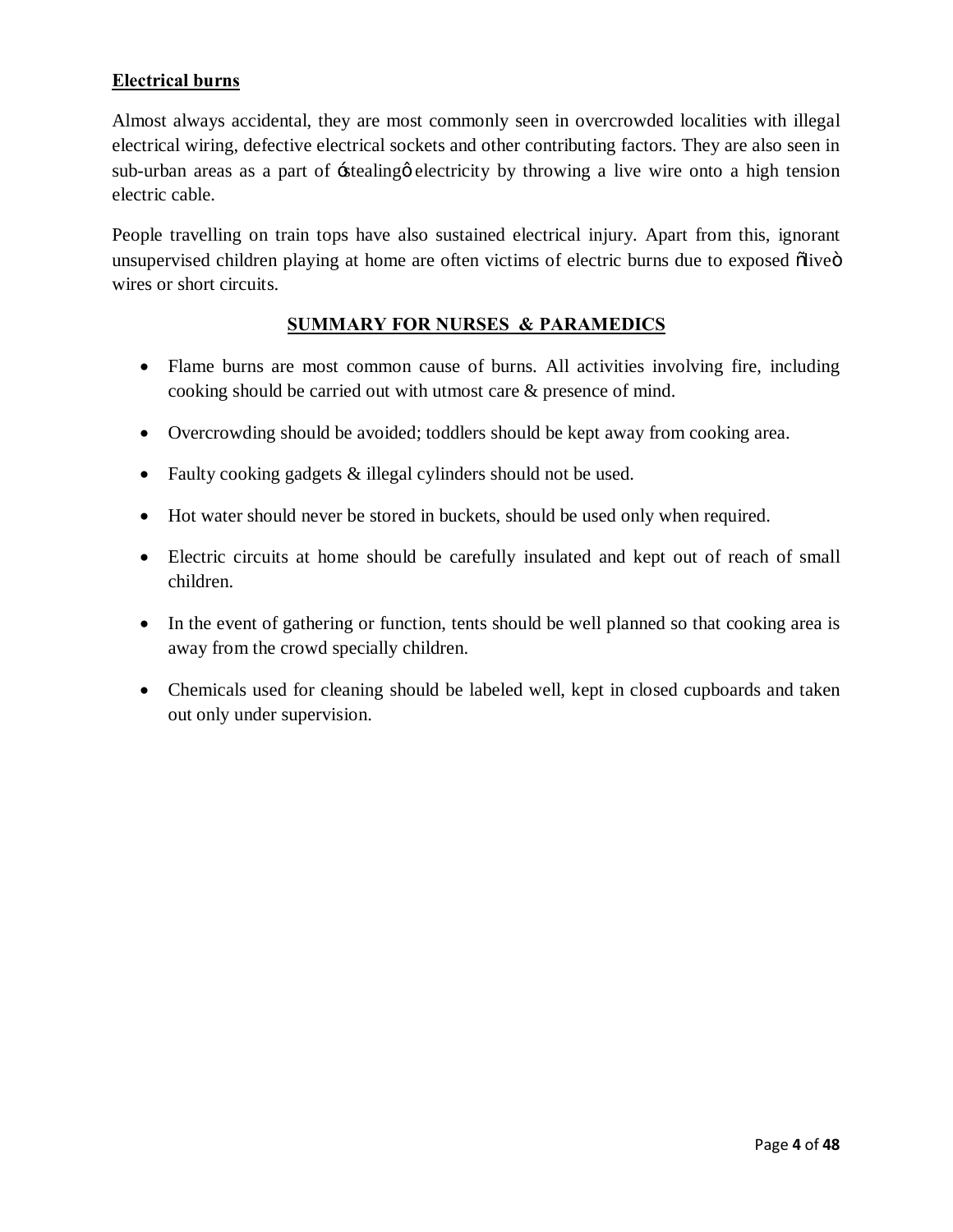## Electrical burns

Almost always accidental, they are most commonly seen in overcrowded localities with illegal electrical wiring, defective electrical sockets and other contributing factors. They are also seen in sub-urban areas as a part of 'stealing' electricity by throwing a live wire onto a high tension electric cable.

People travelling on train tops have also sustained electrical injury. Apart from this, ignorant unsupervised children playing at home are often victims of electric burns due to exposed "live" wires or short circuits.

## SUMMARY FOR NURSES & PARAMEDICS

- Flame burns are most common cause of burns. All activities involving fire, including cooking should be carried out with utmost care & presence of mind.
- Overcrowding should be avoided; toddlers should be kept away from cooking area.
- Faulty cooking gadgets & illegal cylinders should not be used.
- Hot water should never be stored in buckets, should be used only when required.
- Electric circuits at home should be carefully insulated and kept out of reach of small children.
- In the event of gathering or function, tents should be well planned so that cooking area is away from the crowd specially children.
- Chemicals used for cleaning should be labeled well, kept in closed cupboards and taken out only under supervision.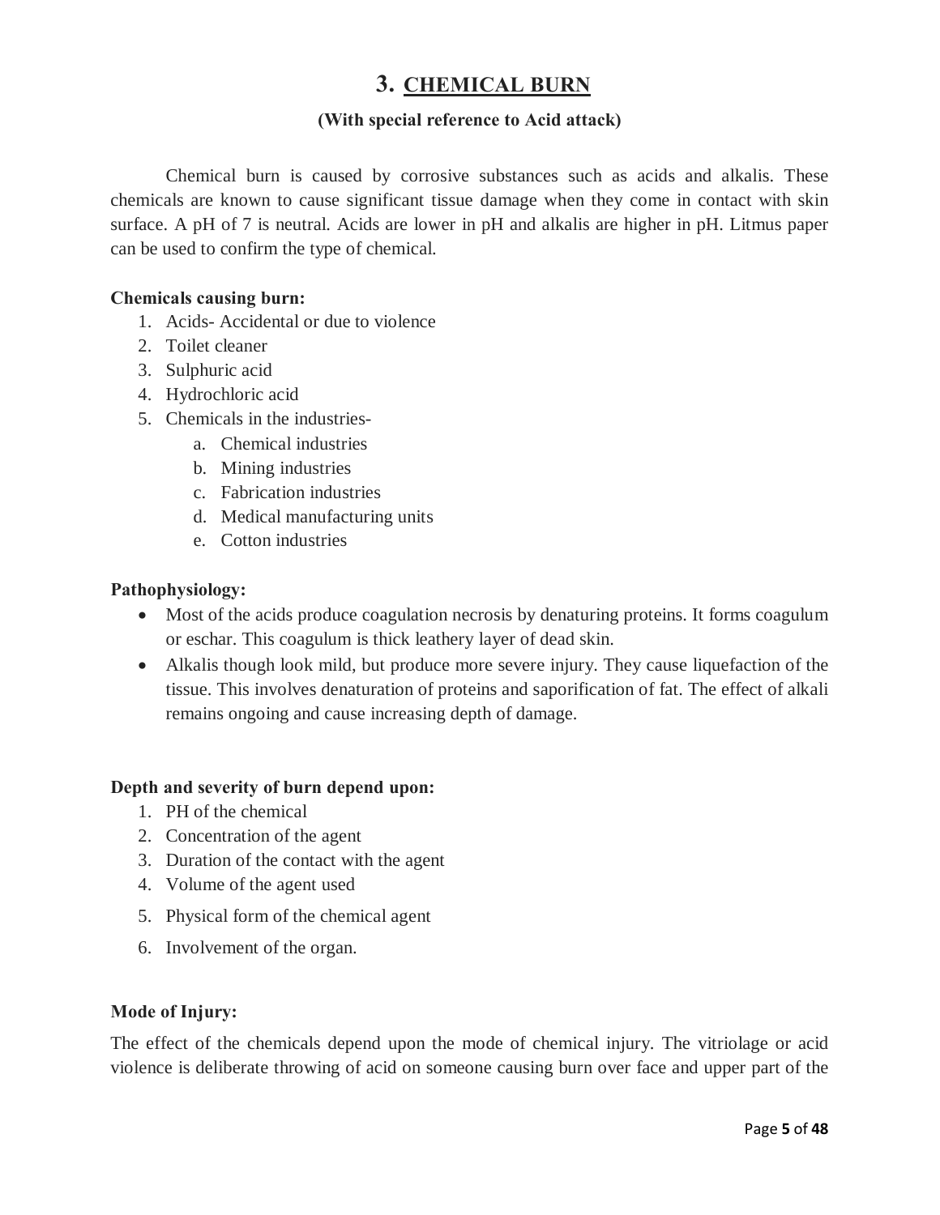# 3. CHEMICAL BURN

**(With special reference to Acid attack)**

Chemical burn is caused by corrosive substances such as acids and alkalis. These chemicals are known to cause significant tissue damage when they come in contact with skin surface. A pH of 7 is neutral. Acids are lower in pH and alkalis are higher in pH. Litmus paper can be used to confirm the type of chemical.

**Chemicals causing burn:**

1. Acids- Accidental or due to violence
2. Toilet cleaner
3. Sulphuric acid
4. Hydrochloric acid
5. Chemicals in the industries-
    a. Chemical industries
    b. Mining industries
    c. Fabrication industries
    d. Medical manufacturing units
    e. Cotton industries

**Pathophysiology:**

- Most of the acids produce coagulation necrosis by denaturing proteins. It forms coagulum or eschar. This coagulum is thick leathery layer of dead skin.
- Alkalis though look mild, but produce more severe injury. They cause liquefaction of the tissue. This involves denaturation of proteins and saporification of fat. The effect of alkali remains ongoing and cause increasing depth of damage.

**Depth and severity of burn depend upon:**

1. PH of the chemical
2. Concentration of the agent
3. Duration of the contact with the agent
4. Volume of the agent used
5. Physical form of the chemical agent
6. Involvement of the organ.

**Mode of Injury:**

The effect of the chemicals depend upon the mode of chemical injury. The vitriolage or acid violence is deliberate throwing of acid on someone causing burn over face and upper part of the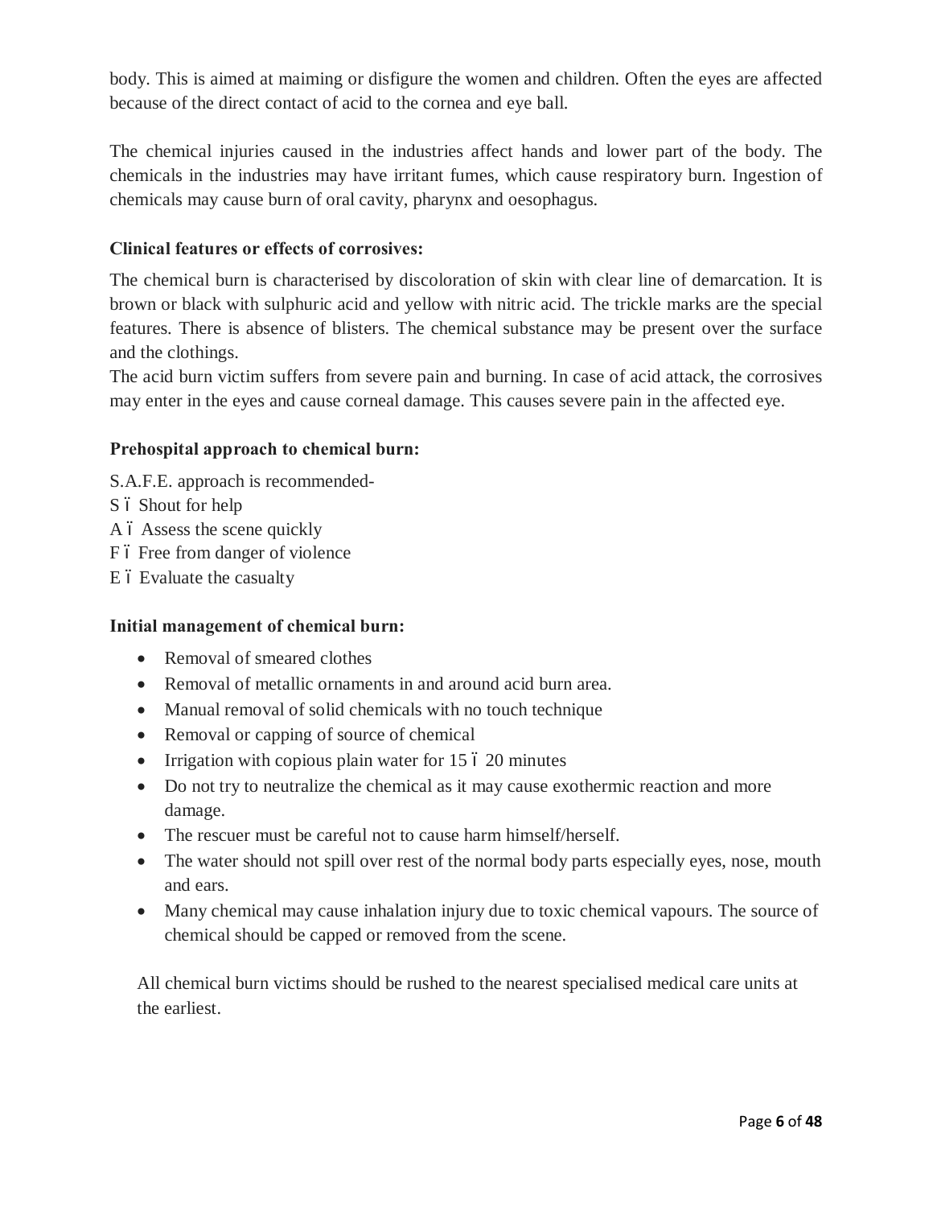body. This is aimed at maiming or disfigure the women and children. Often the eyes are affected because of the direct contact of acid to the cornea and eye ball.

The chemical injuries caused in the industries affect hands and lower part of the body. The chemicals in the industries may have irritant fumes, which cause respiratory burn. Ingestion of chemicals may cause burn of oral cavity, pharynx and oesophagus.

**Clinical features or effects of corrosives:**

The chemical burn is characterised by discoloration of skin with clear line of demarcation. It is brown or black with sulphuric acid and yellow with nitric acid. The trickle marks are the special features. There is absence of blisters. The chemical substance may be present over the surface and the clothings.

The acid burn victim suffers from severe pain and burning. In case of acid attack, the corrosives may enter in the eyes and cause corneal damage. This causes severe pain in the affected eye.

**Prehospital approach to chemical burn:**

S.A.F.E. approach is recommended-

S – Shout for help

A – Assess the scene quickly

F – Free from danger of violence

E – Evaluate the casualty

**Initial management of chemical burn:**

- Removal of smeared clothes
- Removal of metallic ornaments in and around acid burn area.
- Manual removal of solid chemicals with no touch technique
- Removal or capping of source of chemical
- Irrigation with copious plain water for 15 – 20 minutes
- Do not try to neutralize the chemical as it may cause exothermic reaction and more damage.
- The rescuer must be careful not to cause harm himself/herself.
- The water should not spill over rest of the normal body parts especially eyes, nose, mouth and ears.
- Many chemical may cause inhalation injury due to toxic chemical vapours. The source of chemical should be capped or removed from the scene.

All chemical burn victims should be rushed to the nearest specialised medical care units at the earliest.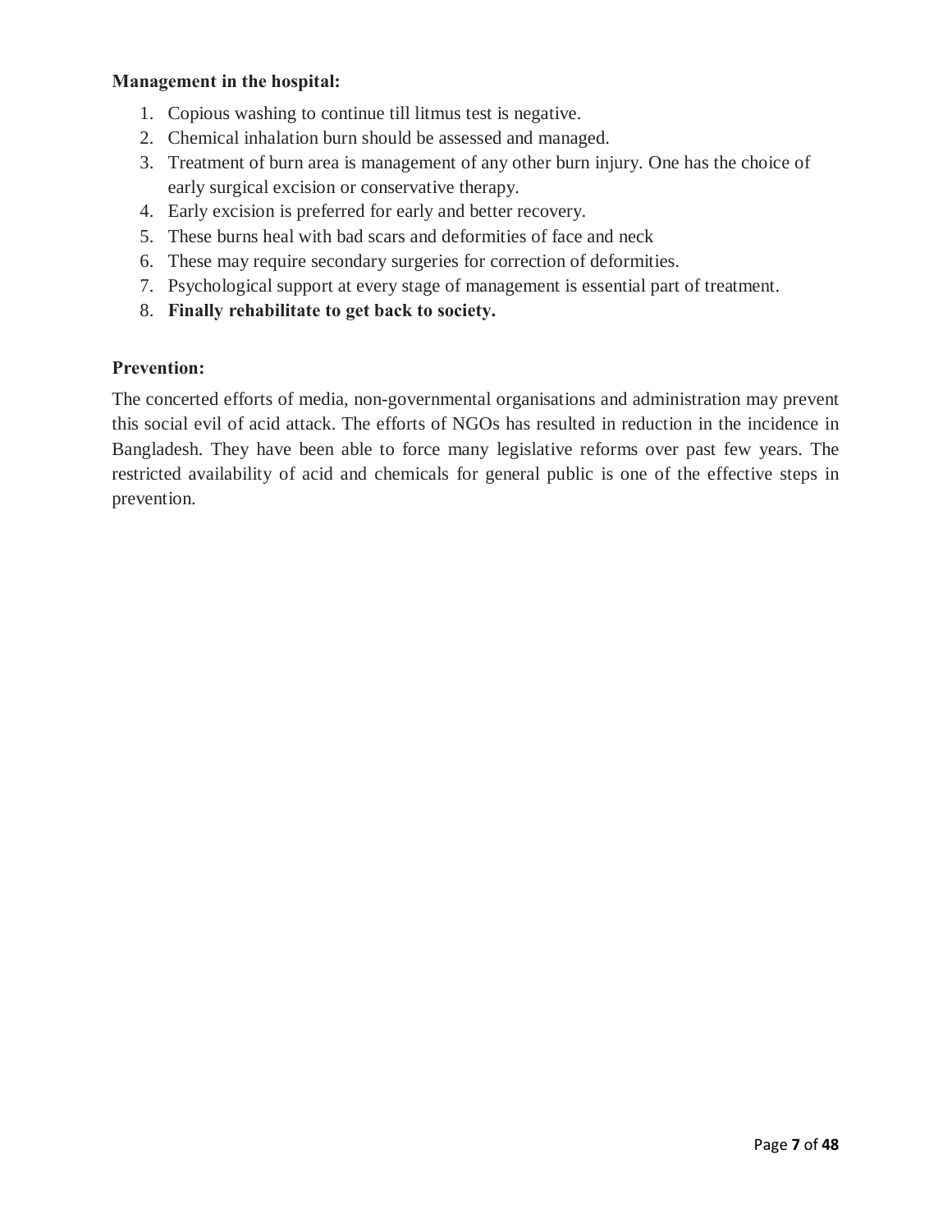**Management in the hospital:**

1. Copious washing to continue till litmus test is negative.
2. Chemical inhalation burn should be assessed and managed.
3. Treatment of burn area is management of any other burn injury. One has the choice of early surgical excision or conservative therapy.
4. Early excision is preferred for early and better recovery.
5. These burns heal with bad scars and deformities of face and neck
6. These may require secondary surgeries for correction of deformities.
7. Psychological support at every stage of management is essential part of treatment.
8. **Finally rehabilitate to get back to society.**

**Prevention:**

The concerted efforts of media, non-governmental organisations and administration may prevent this social evil of acid attack. The efforts of NGOs has resulted in reduction in the incidence in Bangladesh. They have been able to force many legislative reforms over past few years. The restricted availability of acid and chemicals for general public is one of the effective steps in prevention.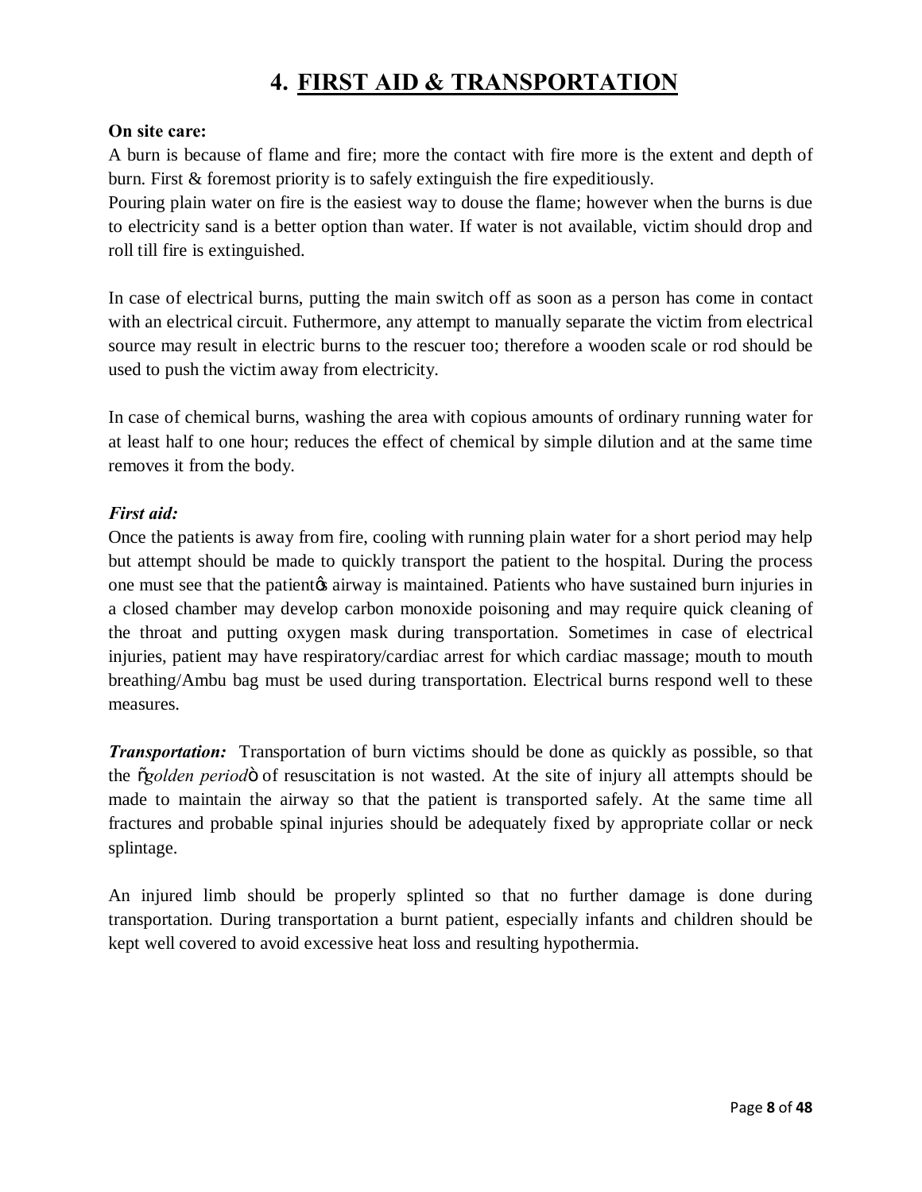# 4. FIRST AID & TRANSPORTATION

**On site care:**

A burn is because of flame and fire; more the contact with fire more is the extent and depth of burn. First & foremost priority is to safely extinguish the fire expeditiously.

Pouring plain water on fire is the easiest way to douse the flame; however when the burns is due to electricity sand is a better option than water. If water is not available, victim should drop and roll till fire is extinguished.

In case of electrical burns, putting the main switch off as soon as a person has come in contact with an electrical circuit. Futhermore, any attempt to manually separate the victim from electrical source may result in electric burns to the rescuer too; therefore a wooden scale or rod should be used to push the victim away from electricity.

In case of chemical burns, washing the area with copious amounts of ordinary running water for at least half to one hour; reduces the effect of chemical by simple dilution and at the same time removes it from the body.

***First aid:***

Once the patients is away from fire, cooling with running plain water for a short period may help but attempt should be made to quickly transport the patient to the hospital. During the process one must see that the patient's airway is maintained. Patients who have sustained burn injuries in a closed chamber may develop carbon monoxide poisoning and may require quick cleaning of the throat and putting oxygen mask during transportation. Sometimes in case of electrical injuries, patient may have respiratory/cardiac arrest for which cardiac massage; mouth to mouth breathing/Ambu bag must be used during transportation. Electrical burns respond well to these measures.

***Transportation:*** Transportation of burn victims should be done as quickly as possible, so that the "*golden period*" of resuscitation is not wasted. At the site of injury all attempts should be made to maintain the airway so that the patient is transported safely. At the same time all fractures and probable spinal injuries should be adequately fixed by appropriate collar or neck splintage.

An injured limb should be properly splinted so that no further damage is done during transportation. During transportation a burnt patient, especially infants and children should be kept well covered to avoid excessive heat loss and resulting hypothermia.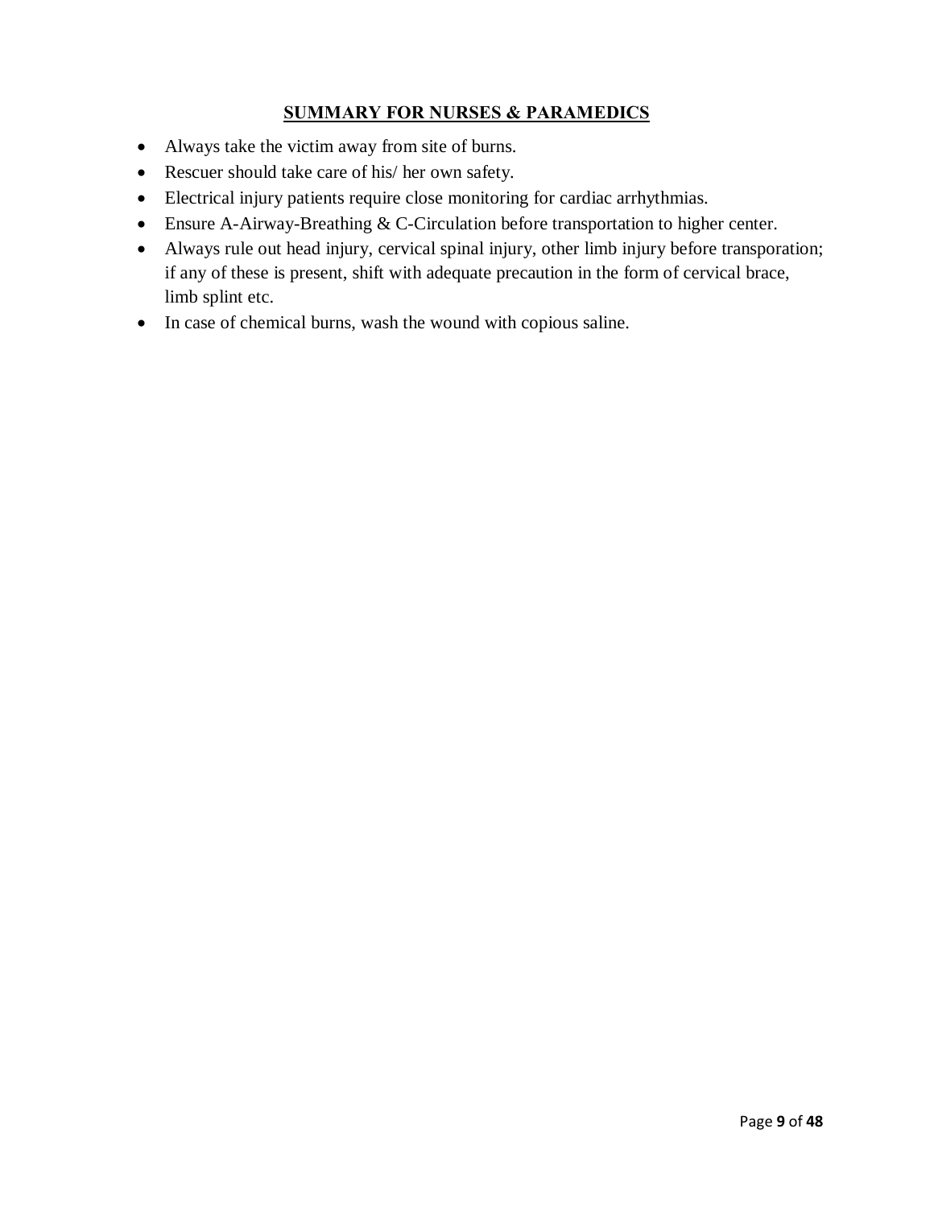## SUMMARY FOR NURSES & PARAMEDICS

- Always take the victim away from site of burns.
- Rescuer should take care of his/ her own safety.
- Electrical injury patients require close monitoring for cardiac arrhythmias.
- Ensure A-Airway-Breathing & C-Circulation before transportation to higher center.
- Always rule out head injury, cervical spinal injury, other limb injury before transporation; if any of these is present, shift with adequate precaution in the form of cervical brace, limb splint etc.
- In case of chemical burns, wash the wound with copious saline.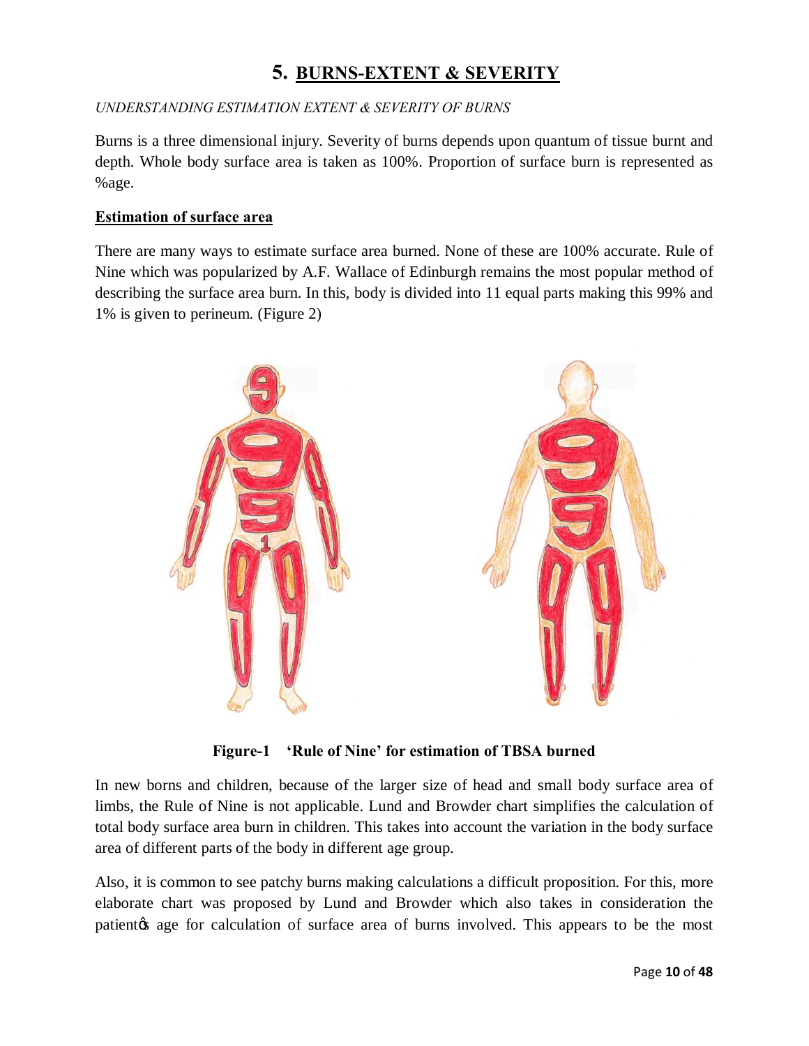# 5. BURNS-EXTENT & SEVERITY

*UNDERSTANDING ESTIMATION EXTENT & SEVERITY OF BURNS*

Burns is a three dimensional injury. Severity of burns depends upon quantum of tissue burnt and depth. Whole body surface area is taken as 100%. Proportion of surface burn is represented as %age.

**Estimation of surface area**

There are many ways to estimate surface area burned. None of these are 100% accurate. Rule of Nine which was popularized by A.F. Wallace of Edinburgh remains the most popular method of describing the surface area burn. In this, body is divided into 11 equal parts making this 99% and 1% is given to perineum. (Figure 2)

**Figure-1 'Rule of Nine' for estimation of TBSA burned**

In new borns and children, because of the larger size of head and small body surface area of limbs, the Rule of Nine is not applicable. Lund and Browder chart simplifies the calculation of total body surface area burn in children. This takes into account the variation in the body surface area of different parts of the body in different age group.

Also, it is common to see patchy burns making calculations a difficult proposition. For this, more elaborate chart was proposed by Lund and Browder which also takes in consideration the patient's age for calculation of surface area of burns involved. This appears to be the most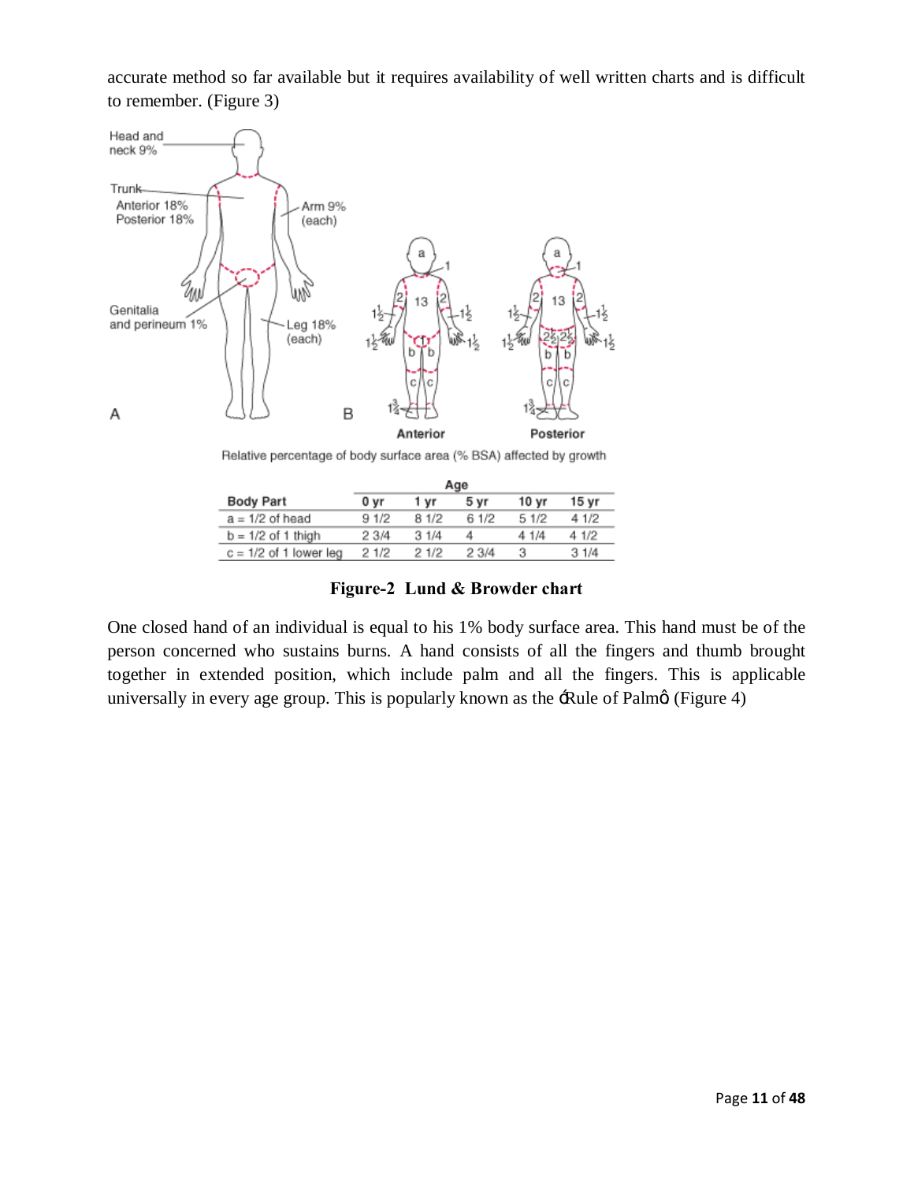accurate method so far available but it requires availability of well written charts and is difficult to remember. (Figure 3)

Relative percentage of body surface area (% BSA) affected by growth

| Body Part | Age | | | | |
|---|---|---|---|---|---|
| | 0 yr | 1 yr | 5 yr | 10 yr | 15 yr |
| a = 1/2 of head | 9 1/2 | 8 1/2 | 6 1/2 | 5 1/2 | 4 1/2 |
| b = 1/2 of 1 thigh | 2 3/4 | 3 1/4 | 4 | 4 1/4 | 4 1/2 |
| c = 1/2 of 1 lower leg | 2 1/2 | 2 1/2 | 2 3/4 | 3 | 3 1/4 |

**Figure-2 Lund & Browder chart**

One closed hand of an individual is equal to his 1% body surface area. This hand must be of the person concerned who sustains burns. A hand consists of all the fingers and thumb brought together in extended position, which include palm and all the fingers. This is applicable universally in every age group. This is popularly known as the 'Rule of Palm' (Figure 4)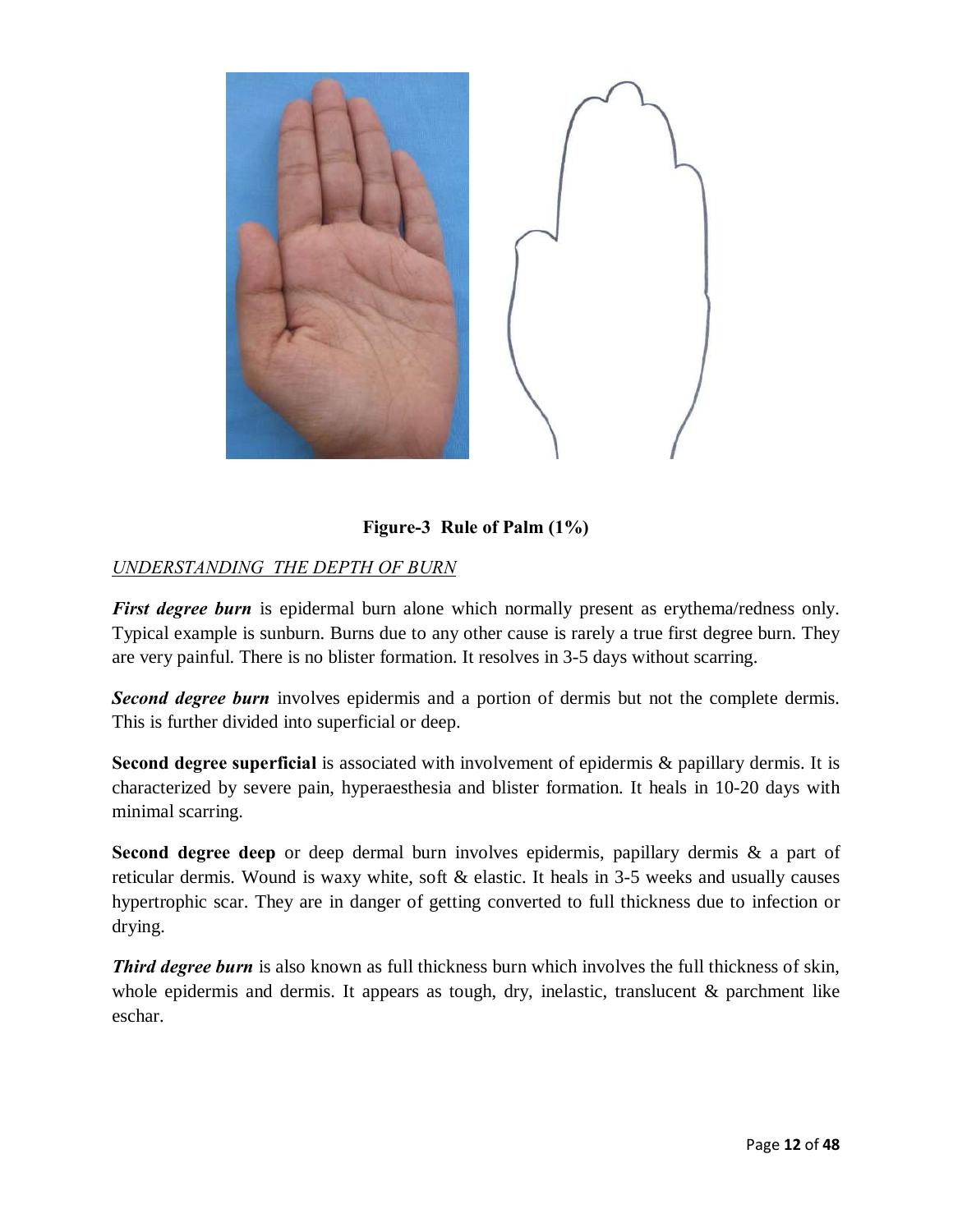**Figure-3 Rule of Palm (1%)**

*UNDERSTANDING THE DEPTH OF BURN*

***First degree burn*** is epidermal burn alone which normally present as erythema/redness only. Typical example is sunburn. Burns due to any other cause is rarely a true first degree burn. They are very painful. There is no blister formation. It resolves in 3-5 days without scarring.

***Second degree burn*** involves epidermis and a portion of dermis but not the complete dermis. This is further divided into superficial or deep.

**Second degree superficial** is associated with involvement of epidermis & papillary dermis. It is characterized by severe pain, hyperaesthesia and blister formation. It heals in 10-20 days with minimal scarring.

**Second degree deep** or deep dermal burn involves epidermis, papillary dermis & a part of reticular dermis. Wound is waxy white, soft & elastic. It heals in 3-5 weeks and usually causes hypertrophic scar. They are in danger of getting converted to full thickness due to infection or drying.

***Third degree burn*** is also known as full thickness burn which involves the full thickness of skin, whole epidermis and dermis. It appears as tough, dry, inelastic, translucent & parchment like eschar.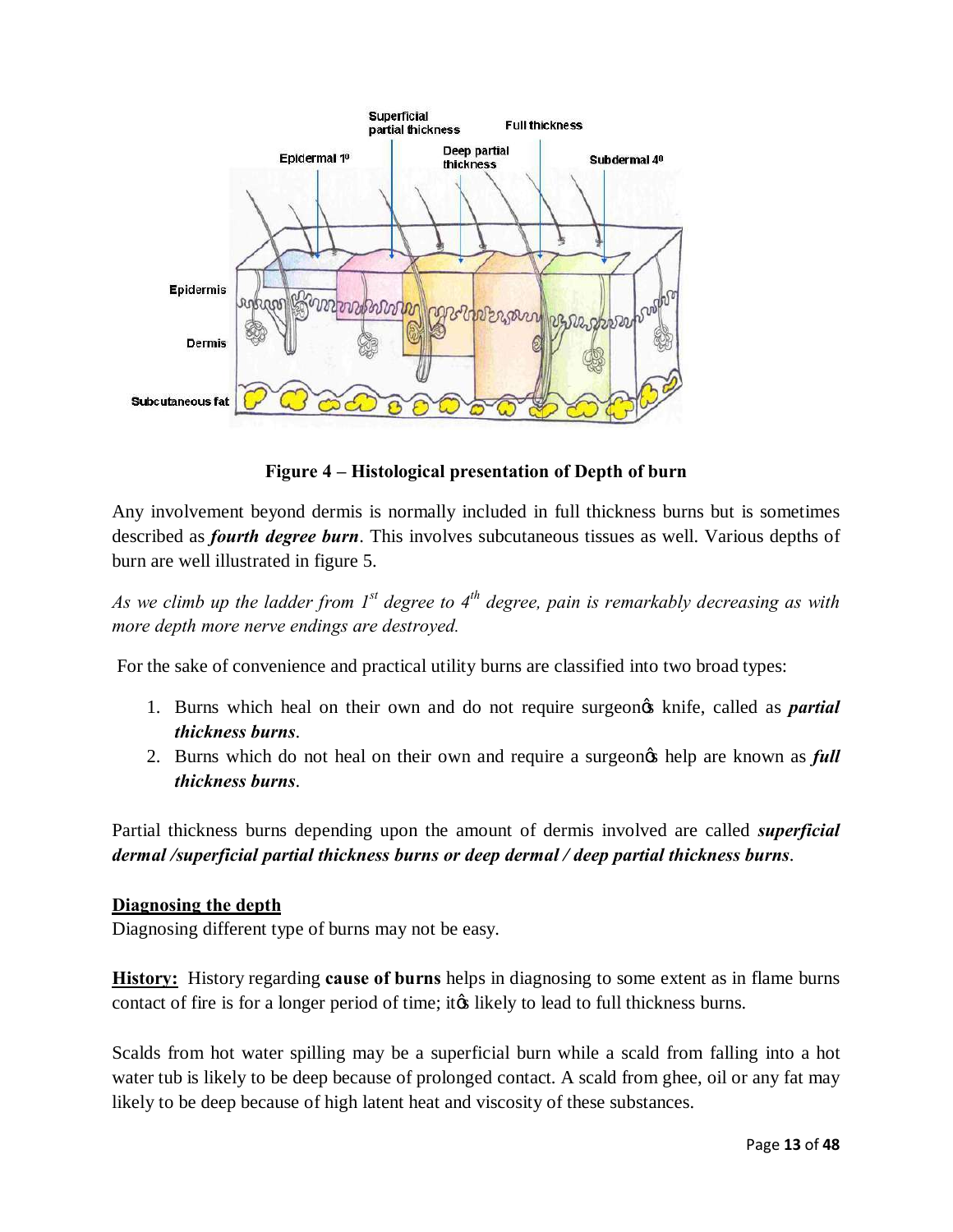**Figure 4 – Histological presentation of Depth of burn**

Any involvement beyond dermis is normally included in full thickness burns but is sometimes described as ***fourth degree burn***. This involves subcutaneous tissues as well. Various depths of burn are well illustrated in figure 5.

*As we climb up the ladder from 1st degree to 4th degree, pain is remarkably decreasing as with more depth more nerve endings are destroyed.*

For the sake of convenience and practical utility burns are classified into two broad types:

1. Burns which heal on their own and do not require surgeon's knife, called as ***partial thickness burns***.
2. Burns which do not heal on their own and require a surgeon's help are known as ***full thickness burns***.

Partial thickness burns depending upon the amount of dermis involved are called ***superficial dermal /superficial partial thickness burns or deep dermal / deep partial thickness burns***.

**Diagnosing the depth**

Diagnosing different type of burns may not be easy.

**History:** History regarding **cause of burns** helps in diagnosing to some extent as in flame burns contact of fire is for a longer period of time; it's likely to lead to full thickness burns.

Scalds from hot water spilling may be a superficial burn while a scald from falling into a hot water tub is likely to be deep because of prolonged contact. A scald from ghee, oil or any fat may likely to be deep because of high latent heat and viscosity of these substances.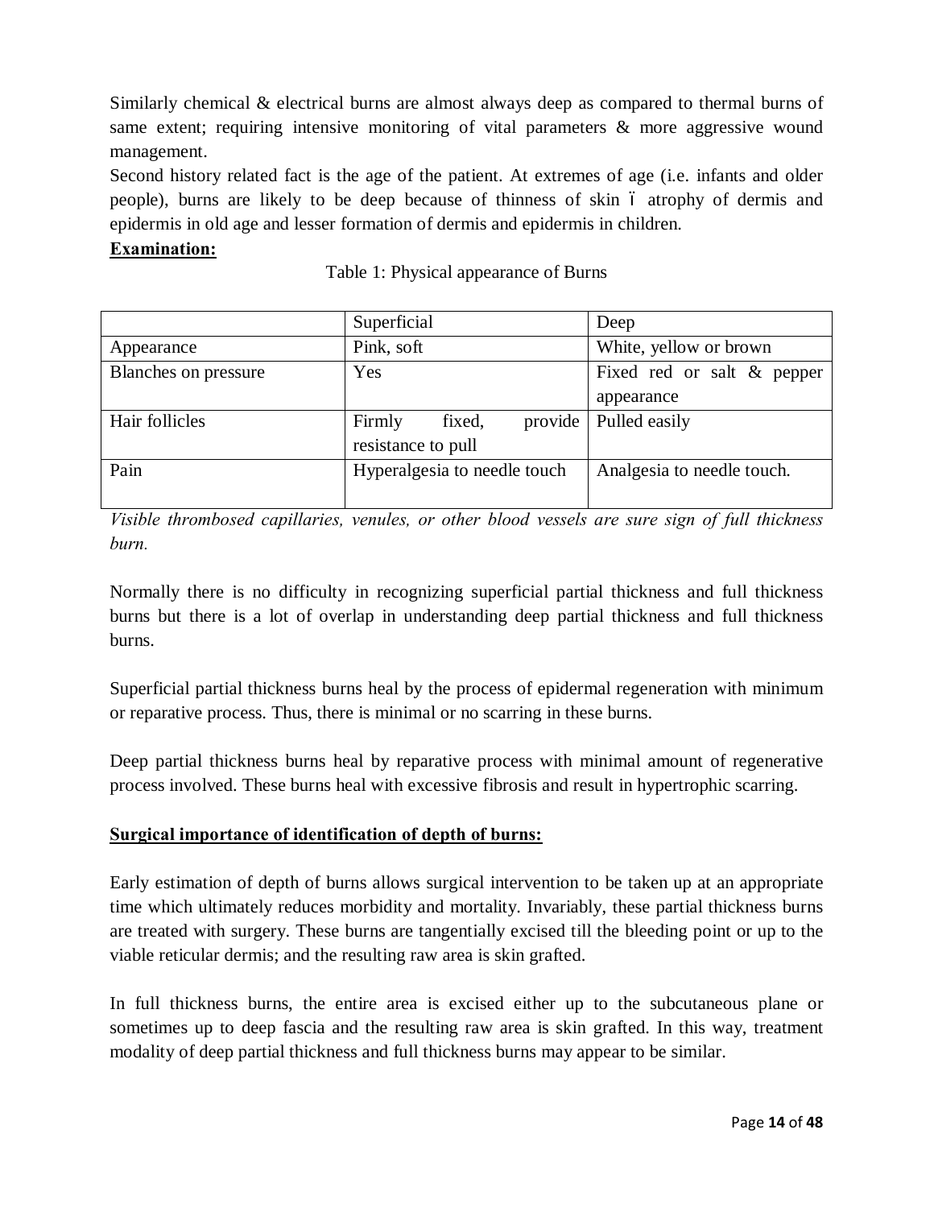Similarly chemical & electrical burns are almost always deep as compared to thermal burns of same extent; requiring intensive monitoring of vital parameters & more aggressive wound management.

Second history related fact is the age of the patient. At extremes of age (i.e. infants and older people), burns are likely to be deep because of thinness of skin – atrophy of dermis and epidermis in old age and lesser formation of dermis and epidermis in children.

**Examination:**

Table 1: Physical appearance of Burns

| | Superficial | Deep |
|---|---|---|
| Appearance | Pink, soft | White, yellow or brown |
| Blanches on pressure | Yes | Fixed red or salt & pepper appearance |
| Hair follicles | Firmly fixed, provide resistance to pull | Pulled easily |
| Pain | Hyperalgesia to needle touch | Analgesia to needle touch. |

*Visible thrombosed capillaries, venules, or other blood vessels are sure sign of full thickness burn.*

Normally there is no difficulty in recognizing superficial partial thickness and full thickness burns but there is a lot of overlap in understanding deep partial thickness and full thickness burns.

Superficial partial thickness burns heal by the process of epidermal regeneration with minimum or reparative process. Thus, there is minimal or no scarring in these burns.

Deep partial thickness burns heal by reparative process with minimal amount of regenerative process involved. These burns heal with excessive fibrosis and result in hypertrophic scarring.

**Surgical importance of identification of depth of burns:**

Early estimation of depth of burns allows surgical intervention to be taken up at an appropriate time which ultimately reduces morbidity and mortality. Invariably, these partial thickness burns are treated with surgery. These burns are tangentially excised till the bleeding point or up to the viable reticular dermis; and the resulting raw area is skin grafted.

In full thickness burns, the entire area is excised either up to the subcutaneous plane or sometimes up to deep fascia and the resulting raw area is skin grafted. In this way, treatment modality of deep partial thickness and full thickness burns may appear to be similar.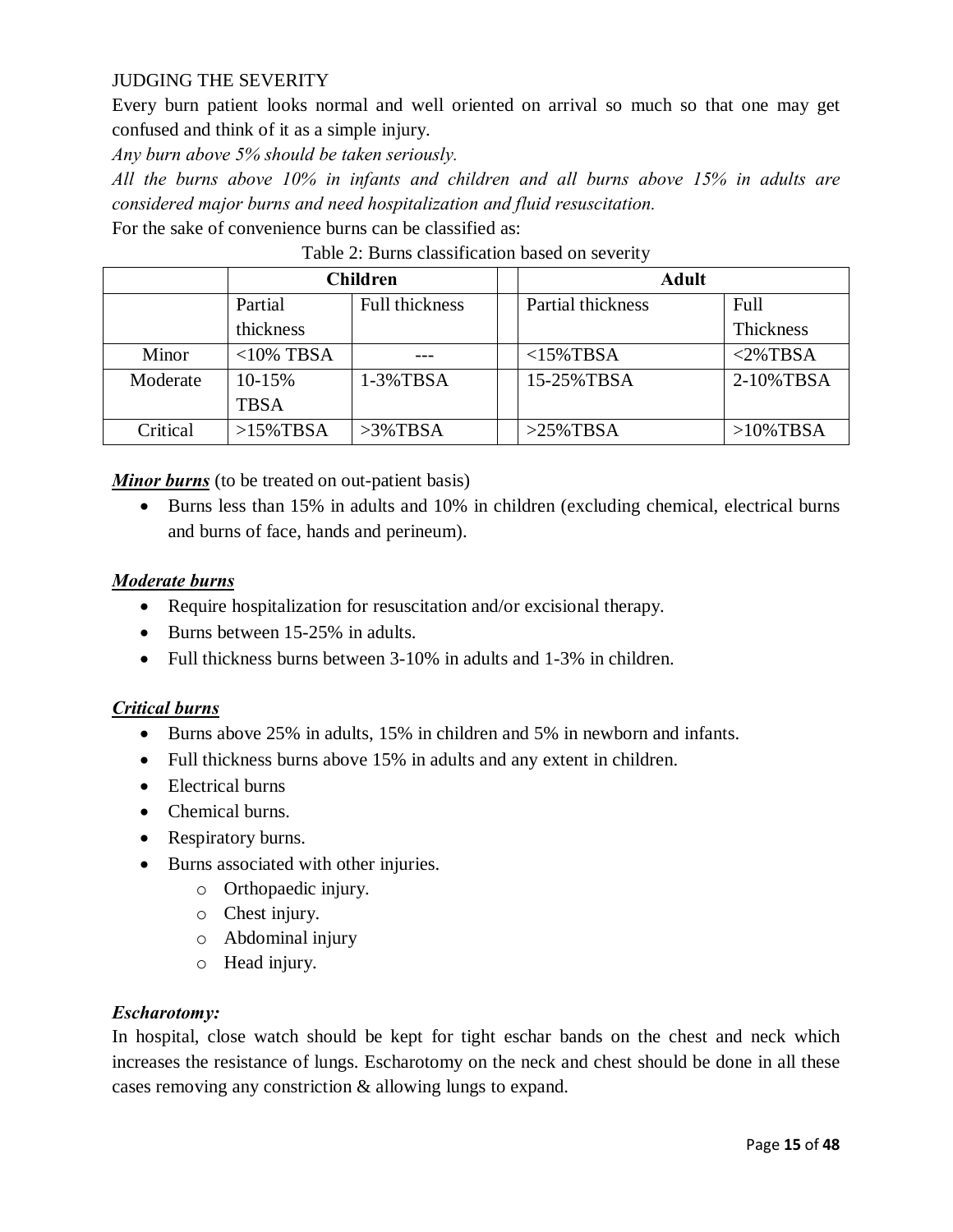JUDGING THE SEVERITY

Every burn patient looks normal and well oriented on arrival so much so that one may get confused and think of it as a simple injury.

*Any burn above 5% should be taken seriously.*

*All the burns above 10% in infants and children and all burns above 15% in adults are considered major burns and need hospitalization and fluid resuscitation.*

For the sake of convenience burns can be classified as:

Table 2: Burns classification based on severity

| | Children | | | Adult | |
|---|---|---|---|---|---|
| | Partial thickness | Full thickness | | Partial thickness | Full Thickness |
| Minor | <10% TBSA | --- | | <15%TBSA | <2%TBSA |
| Moderate | 10-15% TBSA | 1-3%TBSA | | 15-25%TBSA | 2-10%TBSA |
| Critical | >15%TBSA | >3%TBSA | | >25%TBSA | >10%TBSA |

***Minor burns*** (to be treated on out-patient basis)

- Burns less than 15% in adults and 10% in children (excluding chemical, electrical burns and burns of face, hands and perineum).

***Moderate burns***

- Require hospitalization for resuscitation and/or excisional therapy.
- Burns between 15-25% in adults.
- Full thickness burns between 3-10% in adults and 1-3% in children.

***Critical burns***

- Burns above 25% in adults, 15% in children and 5% in newborn and infants.
- Full thickness burns above 15% in adults and any extent in children.
- Electrical burns
- Chemical burns.
- Respiratory burns.
- Burns associated with other injuries.
  - Orthopaedic injury.
  - Chest injury.
  - Abdominal injury
  - Head injury.

***Escharotomy:***

In hospital, close watch should be kept for tight eschar bands on the chest and neck which increases the resistance of lungs. Escharotomy on the neck and chest should be done in all these cases removing any constriction & allowing lungs to expand.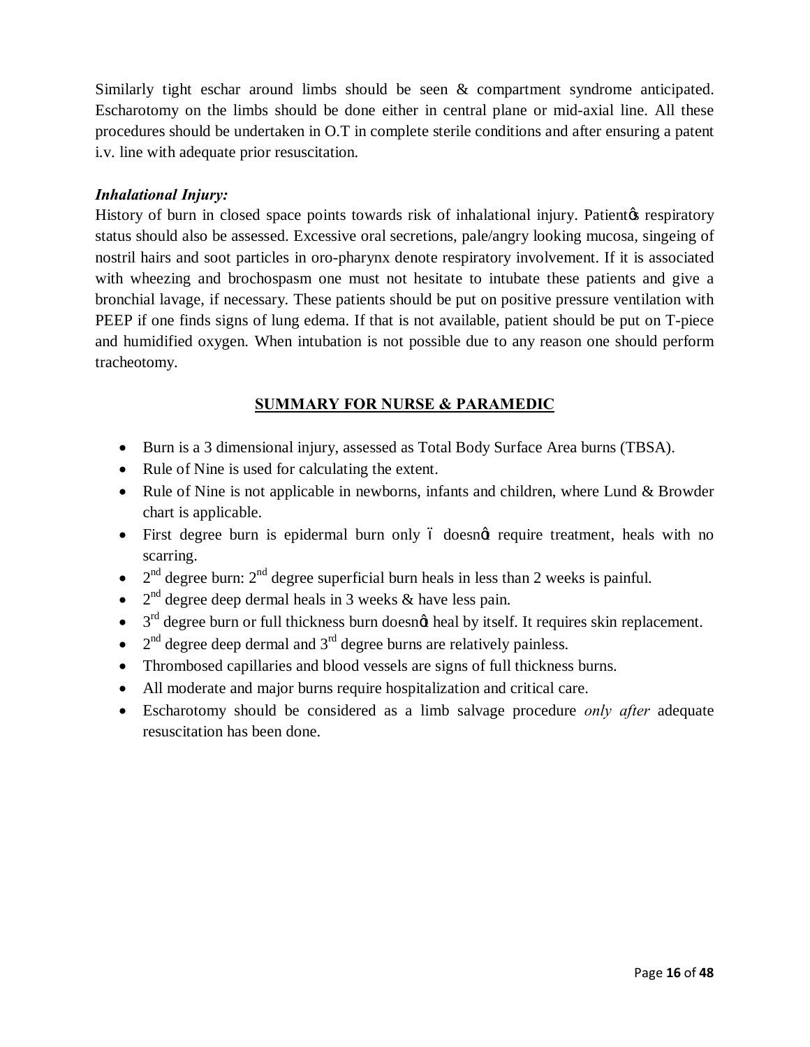Similarly tight eschar around limbs should be seen & compartment syndrome anticipated. Escharotomy on the limbs should be done either in central plane or mid-axial line. All these procedures should be undertaken in O.T in complete sterile conditions and after ensuring a patent i.v. line with adequate prior resuscitation.

***Inhalational Injury:***

History of burn in closed space points towards risk of inhalational injury. Patientøs respiratory status should also be assessed. Excessive oral secretions, pale/angry looking mucosa, singeing of nostril hairs and soot particles in oro-pharynx denote respiratory involvement. If it is associated with wheezing and brochospasm one must not hesitate to intubate these patients and give a bronchial lavage, if necessary. These patients should be put on positive pressure ventilation with PEEP if one finds signs of lung edema. If that is not available, patient should be put on T-piece and humidified oxygen. When intubation is not possible due to any reason one should perform tracheotomy.

## <u>SUMMARY FOR NURSE & PARAMEDIC</u>

- Burn is a 3 dimensional injury, assessed as Total Body Surface Area burns (TBSA).
- Rule of Nine is used for calculating the extent.
- Rule of Nine is not applicable in newborns, infants and children, where Lund & Browder chart is applicable.
- First degree burn is epidermal burn only ó doesnøt require treatment, heals with no scarring.
- 2nd degree burn: 2nd degree superficial burn heals in less than 2 weeks is painful.
- 2nd degree deep dermal heals in 3 weeks & have less pain.
- 3rd degree burn or full thickness burn doesnøt heal by itself. It requires skin replacement.
- 2nd degree deep dermal and 3rd degree burns are relatively painless.
- Thrombosed capillaries and blood vessels are signs of full thickness burns.
- All moderate and major burns require hospitalization and critical care.
- Escharotomy should be considered as a limb salvage procedure *only after* adequate resuscitation has been done.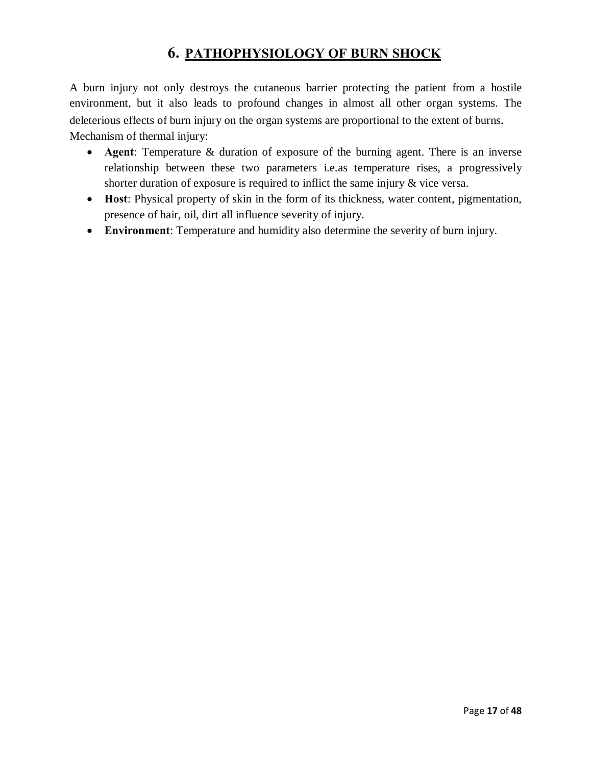# 6. PATHOPHYSIOLOGY OF BURN SHOCK

A burn injury not only destroys the cutaneous barrier protecting the patient from a hostile environment, but it also leads to profound changes in almost all other organ systems. The deleterious effects of burn injury on the organ systems are proportional to the extent of burns.

Mechanism of thermal injury:

- **Agent**: Temperature & duration of exposure of the burning agent. There is an inverse relationship between these two parameters i.e.as temperature rises, a progressively shorter duration of exposure is required to inflict the same injury & vice versa.
- **Host**: Physical property of skin in the form of its thickness, water content, pigmentation, presence of hair, oil, dirt all influence severity of injury.
- **Environment**: Temperature and humidity also determine the severity of burn injury.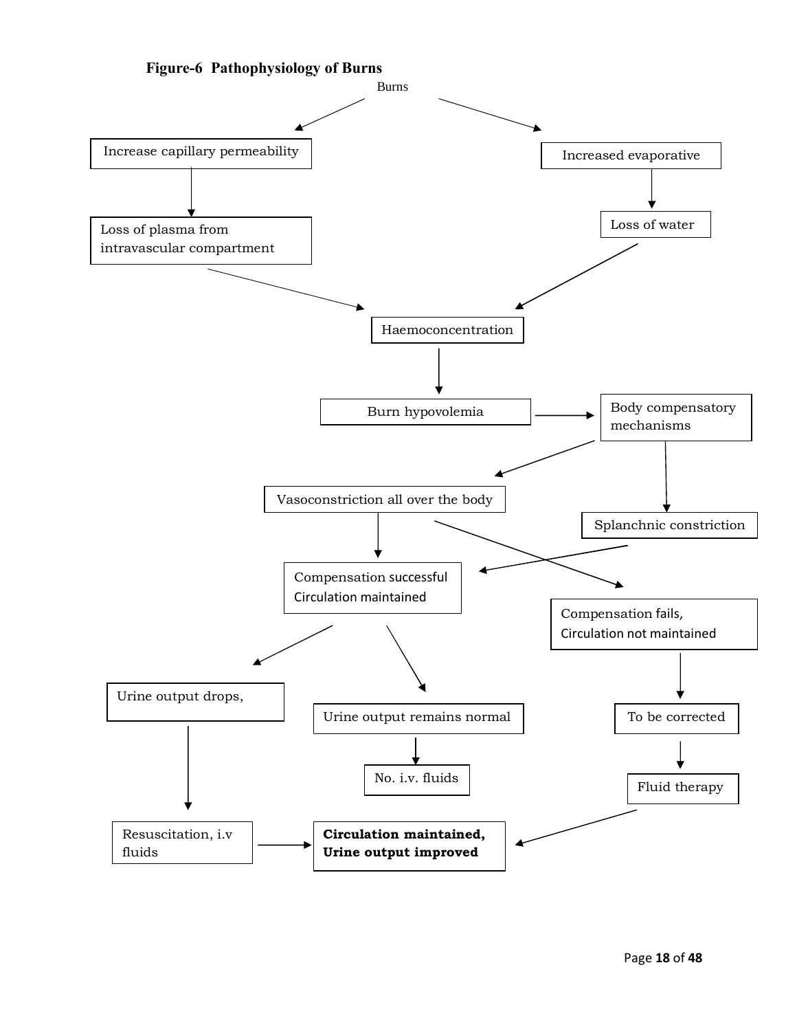**Figure-6 Pathophysiology of Burns**

Burns

Increase capillary permeability

Loss of plasma from intravascular compartment

Increased evaporative

Loss of water

Haemoconcentration

Burn hypovolemia

Body compensatory mechanisms

Vasoconstriction all over the body

Splanchnic constriction

Compensation successful Circulation maintained

Compensation fails, Circulation not maintained

Urine output drops,

Urine output remains normal

No. i.v. fluids

To be corrected

Fluid therapy

Resuscitation, i.v fluids

**Circulation maintained, Urine output improved**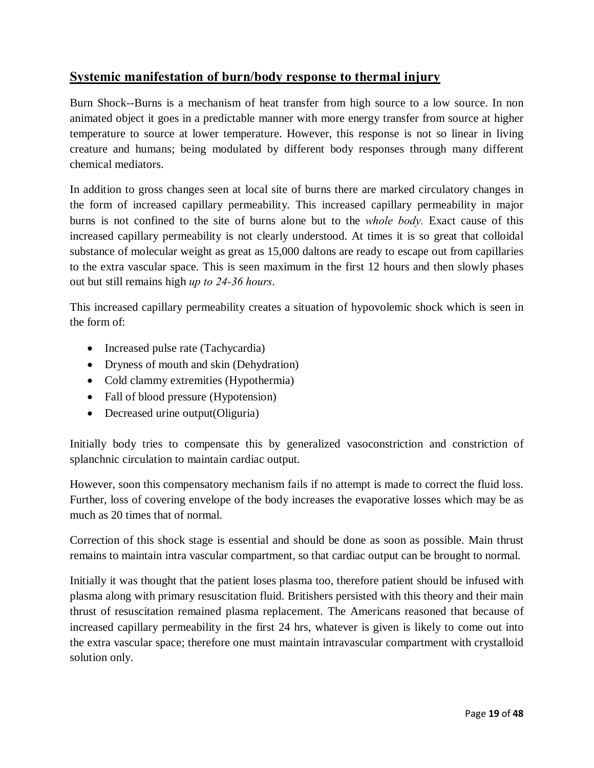## Systemic manifestation of burn/body response to thermal injury

Burn Shock--Burns is a mechanism of heat transfer from high source to a low source. In non animated object it goes in a predictable manner with more energy transfer from source at higher temperature to source at lower temperature. However, this response is not so linear in living creature and humans; being modulated by different body responses through many different chemical mediators.

In addition to gross changes seen at local site of burns there are marked circulatory changes in the form of increased capillary permeability. This increased capillary permeability in major burns is not confined to the site of burns alone but to the *whole body.* Exact cause of this increased capillary permeability is not clearly understood. At times it is so great that colloidal substance of molecular weight as great as 15,000 daltons are ready to escape out from capillaries to the extra vascular space. This is seen maximum in the first 12 hours and then slowly phases out but still remains high *up to 24-36 hours*.

This increased capillary permeability creates a situation of hypovolemic shock which is seen in the form of:

- Increased pulse rate (Tachycardia)
- Dryness of mouth and skin (Dehydration)
- Cold clammy extremities (Hypothermia)
- Fall of blood pressure (Hypotension)
- Decreased urine output(Oliguria)

Initially body tries to compensate this by generalized vasoconstriction and constriction of splanchnic circulation to maintain cardiac output.

However, soon this compensatory mechanism fails if no attempt is made to correct the fluid loss. Further, loss of covering envelope of the body increases the evaporative losses which may be as much as 20 times that of normal.

Correction of this shock stage is essential and should be done as soon as possible. Main thrust remains to maintain intra vascular compartment, so that cardiac output can be brought to normal.

Initially it was thought that the patient loses plasma too, therefore patient should be infused with plasma along with primary resuscitation fluid. Britishers persisted with this theory and their main thrust of resuscitation remained plasma replacement. The Americans reasoned that because of increased capillary permeability in the first 24 hrs, whatever is given is likely to come out into the extra vascular space; therefore one must maintain intravascular compartment with crystalloid solution only.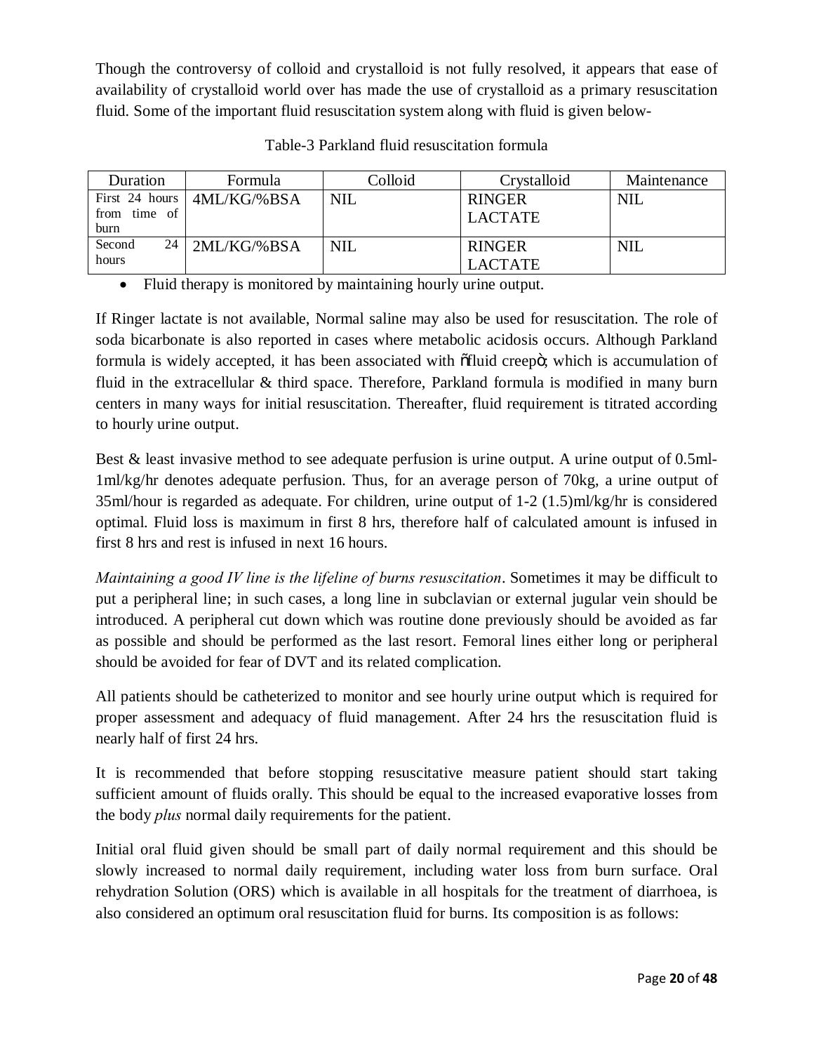Though the controversy of colloid and crystalloid is not fully resolved, it appears that ease of availability of crystalloid world over has made the use of crystalloid as a primary resuscitation fluid. Some of the important fluid resuscitation system along with fluid is given below-

Table-3 Parkland fluid resuscitation formula

| Duration | Formula | Colloid | Crystalloid | Maintenance |
|---|---|---|---|---|
| First 24 hours from time of burn | 4ML/KG/%BSA | NIL | RINGER LACTATE | NIL |
| Second 24 hours | 2ML/KG/%BSA | NIL | RINGER LACTATE | NIL |

- Fluid therapy is monitored by maintaining hourly urine output.

If Ringer lactate is not available, Normal saline may also be used for resuscitation. The role of soda bicarbonate is also reported in cases where metabolic acidosis occurs. Although Parkland formula is widely accepted, it has been associated with "fluid creep", which is accumulation of fluid in the extracellular & third space. Therefore, Parkland formula is modified in many burn centers in many ways for initial resuscitation. Thereafter, fluid requirement is titrated according to hourly urine output.

Best & least invasive method to see adequate perfusion is urine output. A urine output of 0.5ml-1ml/kg/hr denotes adequate perfusion. Thus, for an average person of 70kg, a urine output of 35ml/hour is regarded as adequate. For children, urine output of 1-2 (1.5)ml/kg/hr is considered optimal. Fluid loss is maximum in first 8 hrs, therefore half of calculated amount is infused in first 8 hrs and rest is infused in next 16 hours.

*Maintaining a good IV line is the lifeline of burns resuscitation*. Sometimes it may be difficult to put a peripheral line; in such cases, a long line in subclavian or external jugular vein should be introduced. A peripheral cut down which was routine done previously should be avoided as far as possible and should be performed as the last resort. Femoral lines either long or peripheral should be avoided for fear of DVT and its related complication.

All patients should be catheterized to monitor and see hourly urine output which is required for proper assessment and adequacy of fluid management. After 24 hrs the resuscitation fluid is nearly half of first 24 hrs.

It is recommended that before stopping resuscitative measure patient should start taking sufficient amount of fluids orally. This should be equal to the increased evaporative losses from the body *plus* normal daily requirements for the patient.

Initial oral fluid given should be small part of daily normal requirement and this should be slowly increased to normal daily requirement, including water loss from burn surface. Oral rehydration Solution (ORS) which is available in all hospitals for the treatment of diarrhoea, is also considered an optimum oral resuscitation fluid for burns. Its composition is as follows: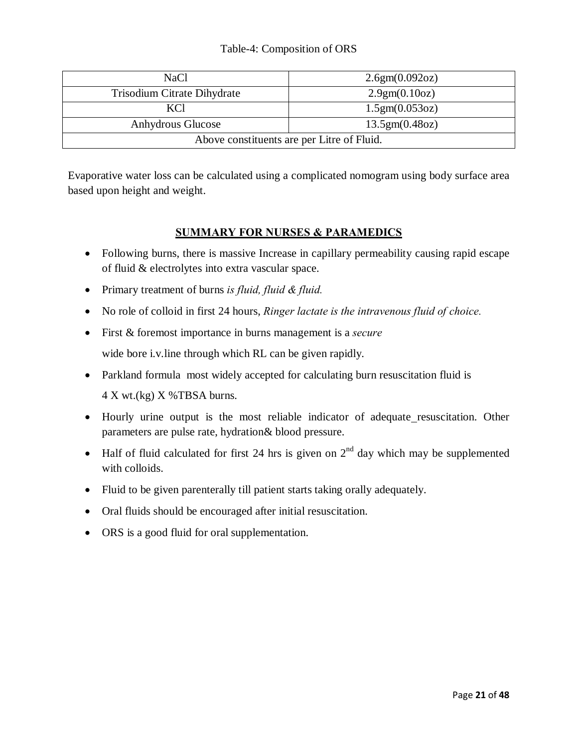Table-4: Composition of ORS

| NaCl | 2.6gm(0.092oz) |
|---|---|
| Trisodium Citrate Dihydrate | 2.9gm(0.10oz) |
| KCl | 1.5gm(0.053oz) |
| Anhydrous Glucose | 13.5gm(0.48oz) |
| Above constituents are per Litre of Fluid. | |

Evaporative water loss can be calculated using a complicated nomogram using body surface area based upon height and weight.

## SUMMARY FOR NURSES & PARAMEDICS

- Following burns, there is massive Increase in capillary permeability causing rapid escape of fluid & electrolytes into extra vascular space.
- Primary treatment of burns *is fluid, fluid & fluid.*
- No role of colloid in first 24 hours, *Ringer lactate is the intravenous fluid of choice.*
- First & foremost importance in burns management is a *secure* wide bore i.v.line through which RL can be given rapidly.
- Parkland formula most widely accepted for calculating burn resuscitation fluid is 4 X wt.(kg) X %TBSA burns.
- Hourly urine output is the most reliable indicator of adequate_resuscitation. Other parameters are pulse rate, hydration& blood pressure.
- Half of fluid calculated for first 24 hrs is given on $2^{nd}$ day which may be supplemented with colloids.
- Fluid to be given parenterally till patient starts taking orally adequately.
- Oral fluids should be encouraged after initial resuscitation.
- ORS is a good fluid for oral supplementation.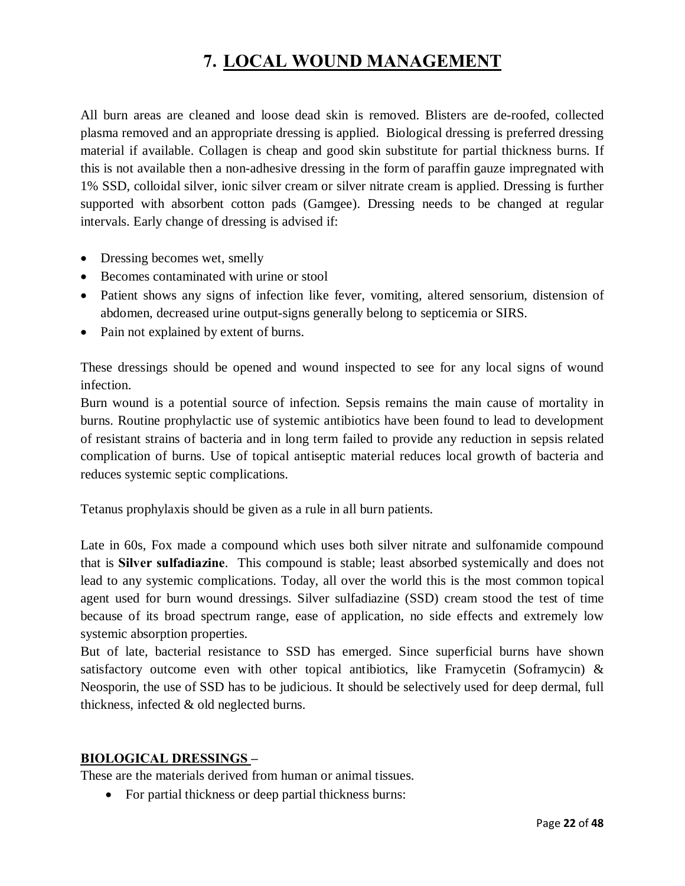# 7. LOCAL WOUND MANAGEMENT

All burn areas are cleaned and loose dead skin is removed. Blisters are de-roofed, collected plasma removed and an appropriate dressing is applied. Biological dressing is preferred dressing material if available. Collagen is cheap and good skin substitute for partial thickness burns. If this is not available then a non-adhesive dressing in the form of paraffin gauze impregnated with 1% SSD, colloidal silver, ionic silver cream or silver nitrate cream is applied. Dressing is further supported with absorbent cotton pads (Gamgee). Dressing needs to be changed at regular intervals. Early change of dressing is advised if:

- Dressing becomes wet, smelly
- Becomes contaminated with urine or stool
- Patient shows any signs of infection like fever, vomiting, altered sensorium, distension of abdomen, decreased urine output-signs generally belong to septicemia or SIRS.
- Pain not explained by extent of burns.

These dressings should be opened and wound inspected to see for any local signs of wound infection.

Burn wound is a potential source of infection. Sepsis remains the main cause of mortality in burns. Routine prophylactic use of systemic antibiotics have been found to lead to development of resistant strains of bacteria and in long term failed to provide any reduction in sepsis related complication of burns. Use of topical antiseptic material reduces local growth of bacteria and reduces systemic septic complications.

Tetanus prophylaxis should be given as a rule in all burn patients.

Late in 60s, Fox made a compound which uses both silver nitrate and sulfonamide compound that is **Silver sulfadiazine**. This compound is stable; least absorbed systemically and does not lead to any systemic complications. Today, all over the world this is the most common topical agent used for burn wound dressings. Silver sulfadiazine (SSD) cream stood the test of time because of its broad spectrum range, ease of application, no side effects and extremely low systemic absorption properties.

But of late, bacterial resistance to SSD has emerged. Since superficial burns have shown satisfactory outcome even with other topical antibiotics, like Framycetin (Soframycin) & Neosporin, the use of SSD has to be judicious. It should be selectively used for deep dermal, full thickness, infected & old neglected burns.

**BIOLOGICAL DRESSINGS –**

These are the materials derived from human or animal tissues.

- For partial thickness or deep partial thickness burns: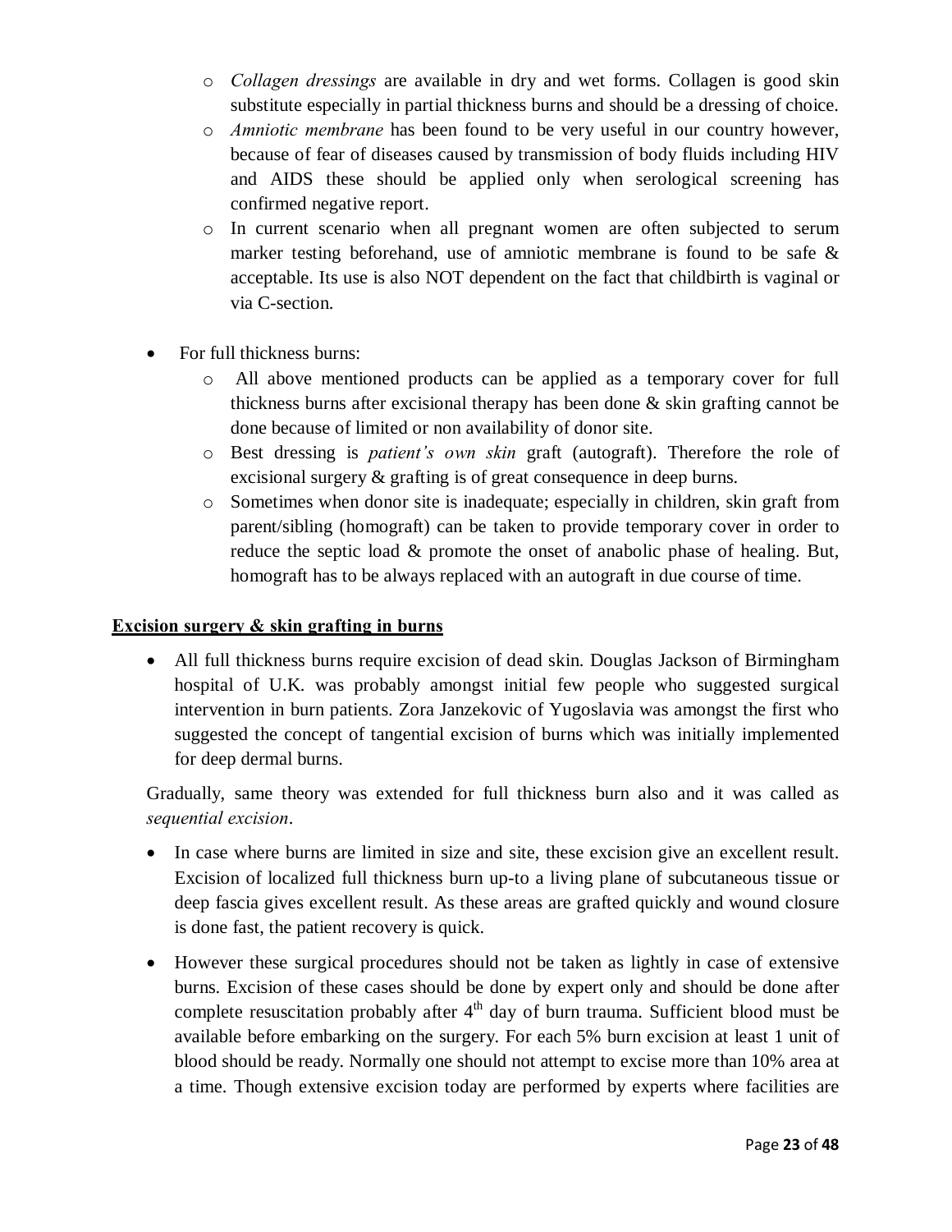- *Collagen dressings* are available in dry and wet forms. Collagen is good skin substitute especially in partial thickness burns and should be a dressing of choice.
- *Amniotic membrane* has been found to be very useful in our country however, because of fear of diseases caused by transmission of body fluids including HIV and AIDS these should be applied only when serological screening has confirmed negative report.
- In current scenario when all pregnant women are often subjected to serum marker testing beforehand, use of amniotic membrane is found to be safe & acceptable. Its use is also NOT dependent on the fact that childbirth is vaginal or via C-section.

- For full thickness burns:
  - All above mentioned products can be applied as a temporary cover for full thickness burns after excisional therapy has been done & skin grafting cannot be done because of limited or non availability of donor site.
  - Best dressing is *patient's own skin* graft (autograft). Therefore the role of excisional surgery & grafting is of great consequence in deep burns.
  - Sometimes when donor site is inadequate; especially in children, skin graft from parent/sibling (homograft) can be taken to provide temporary cover in order to reduce the septic load & promote the onset of anabolic phase of healing. But, homograft has to be always replaced with an autograft in due course of time.

**<u>Excision surgery & skin grafting in burns</u>**

- All full thickness burns require excision of dead skin. Douglas Jackson of Birmingham hospital of U.K. was probably amongst initial few people who suggested surgical intervention in burn patients. Zora Janzekovic of Yugoslavia was amongst the first who suggested the concept of tangential excision of burns which was initially implemented for deep dermal burns.

Gradually, same theory was extended for full thickness burn also and it was called as *sequential excision*.

- In case where burns are limited in size and site, these excision give an excellent result. Excision of localized full thickness burn up-to a living plane of subcutaneous tissue or deep fascia gives excellent result. As these areas are grafted quickly and wound closure is done fast, the patient recovery is quick.
- However these surgical procedures should not be taken as lightly in case of extensive burns. Excision of these cases should be done by expert only and should be done after complete resuscitation probably after 4th day of burn trauma. Sufficient blood must be available before embarking on the surgery. For each 5% burn excision at least 1 unit of blood should be ready. Normally one should not attempt to excise more than 10% area at a time. Though extensive excision today are performed by experts where facilities are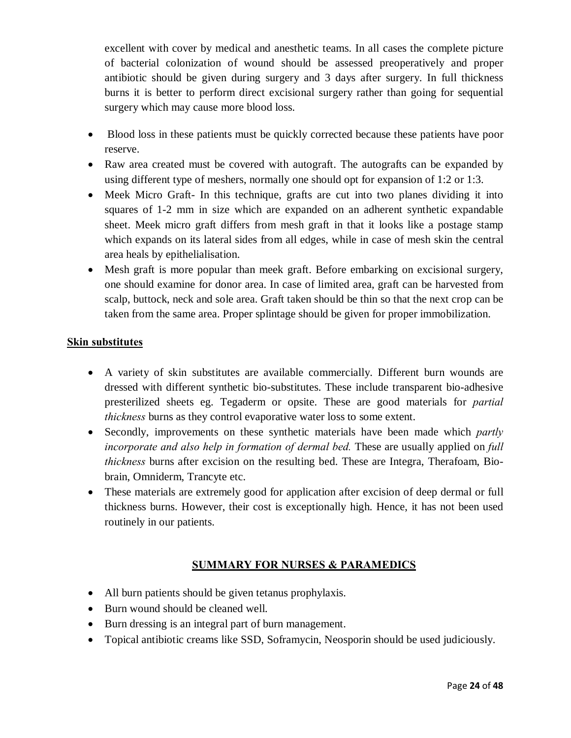excellent with cover by medical and anesthetic teams. In all cases the complete picture of bacterial colonization of wound should be assessed preoperatively and proper antibiotic should be given during surgery and 3 days after surgery. In full thickness burns it is better to perform direct excisional surgery rather than going for sequential surgery which may cause more blood loss.

- Blood loss in these patients must be quickly corrected because these patients have poor reserve.
- Raw area created must be covered with autograft. The autografts can be expanded by using different type of meshers, normally one should opt for expansion of 1:2 or 1:3.
- Meek Micro Graft- In this technique, grafts are cut into two planes dividing it into squares of 1-2 mm in size which are expanded on an adherent synthetic expandable sheet. Meek micro graft differs from mesh graft in that it looks like a postage stamp which expands on its lateral sides from all edges, while in case of mesh skin the central area heals by epithelialisation.
- Mesh graft is more popular than meek graft. Before embarking on excisional surgery, one should examine for donor area. In case of limited area, graft can be harvested from scalp, buttock, neck and sole area. Graft taken should be thin so that the next crop can be taken from the same area. Proper splintage should be given for proper immobilization.

**Skin substitutes**

- A variety of skin substitutes are available commercially. Different burn wounds are dressed with different synthetic bio-substitutes. These include transparent bio-adhesive presterilized sheets eg. Tegaderm or opsite. These are good materials for *partial thickness* burns as they control evaporative water loss to some extent.
- Secondly, improvements on these synthetic materials have been made which *partly incorporate and also help in formation of dermal bed.* These are usually applied on *full thickness* burns after excision on the resulting bed. These are Integra, Therafoam, Bio-brain, Omniderm, Trancyte etc.
- These materials are extremely good for application after excision of deep dermal or full thickness burns. However, their cost is exceptionally high. Hence, it has not been used routinely in our patients.

## SUMMARY FOR NURSES & PARAMEDICS

- All burn patients should be given tetanus prophylaxis.
- Burn wound should be cleaned well.
- Burn dressing is an integral part of burn management.
- Topical antibiotic creams like SSD, Soframycin, Neosporin should be used judiciously.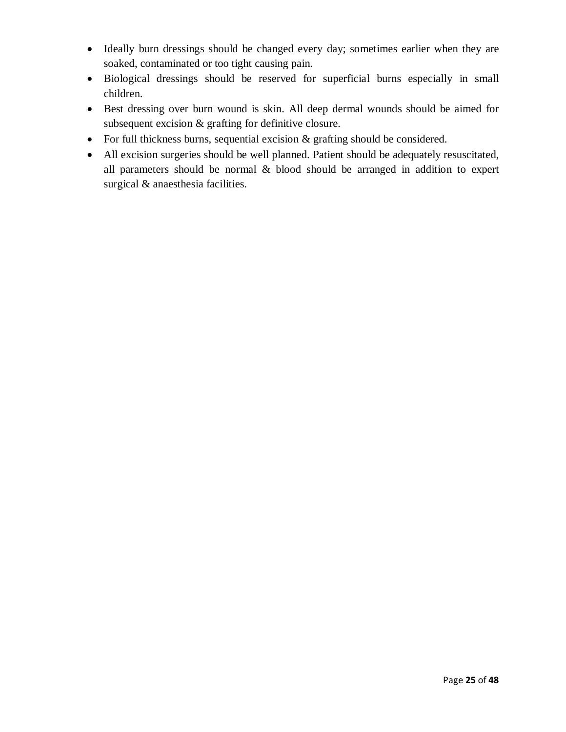- Ideally burn dressings should be changed every day; sometimes earlier when they are soaked, contaminated or too tight causing pain.
- Biological dressings should be reserved for superficial burns especially in small children.
- Best dressing over burn wound is skin. All deep dermal wounds should be aimed for subsequent excision & grafting for definitive closure.
- For full thickness burns, sequential excision & grafting should be considered.
- All excision surgeries should be well planned. Patient should be adequately resuscitated, all parameters should be normal & blood should be arranged in addition to expert surgical & anaesthesia facilities.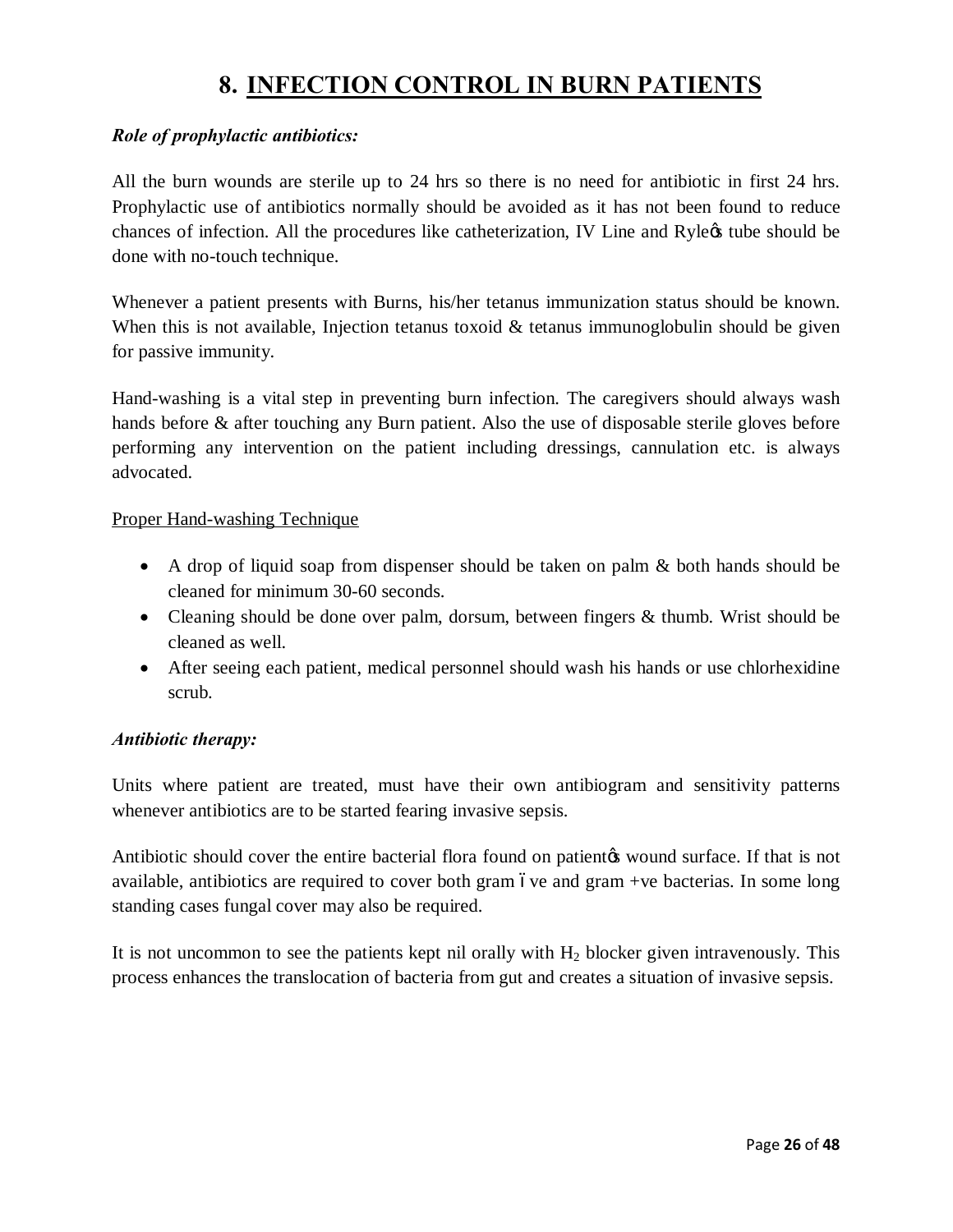# 8. INFECTION CONTROL IN BURN PATIENTS

***Role of prophylactic antibiotics:***

All the burn wounds are sterile up to 24 hrs so there is no need for antibiotic in first 24 hrs. Prophylactic use of antibiotics normally should be avoided as it has not been found to reduce chances of infection. All the procedures like catheterization, IV Line and Ryle's tube should be done with no-touch technique.

Whenever a patient presents with Burns, his/her tetanus immunization status should be known. When this is not available, Injection tetanus toxoid & tetanus immunoglobulin should be given for passive immunity.

Hand-washing is a vital step in preventing burn infection. The caregivers should always wash hands before & after touching any Burn patient. Also the use of disposable sterile gloves before performing any intervention on the patient including dressings, cannulation etc. is always advocated.

Proper Hand-washing Technique

- A drop of liquid soap from dispenser should be taken on palm & both hands should be cleaned for minimum 30-60 seconds.
- Cleaning should be done over palm, dorsum, between fingers & thumb. Wrist should be cleaned as well.
- After seeing each patient, medical personnel should wash his hands or use chlorhexidine scrub.

***Antibiotic therapy:***

Units where patient are treated, must have their own antibiogram and sensitivity patterns whenever antibiotics are to be started fearing invasive sepsis.

Antibiotic should cover the entire bacterial flora found on patient's wound surface. If that is not available, antibiotics are required to cover both gram –ve and gram +ve bacterias. In some long standing cases fungal cover may also be required.

It is not uncommon to see the patients kept nil orally with $H_2$ blocker given intravenously. This process enhances the translocation of bacteria from gut and creates a situation of invasive sepsis.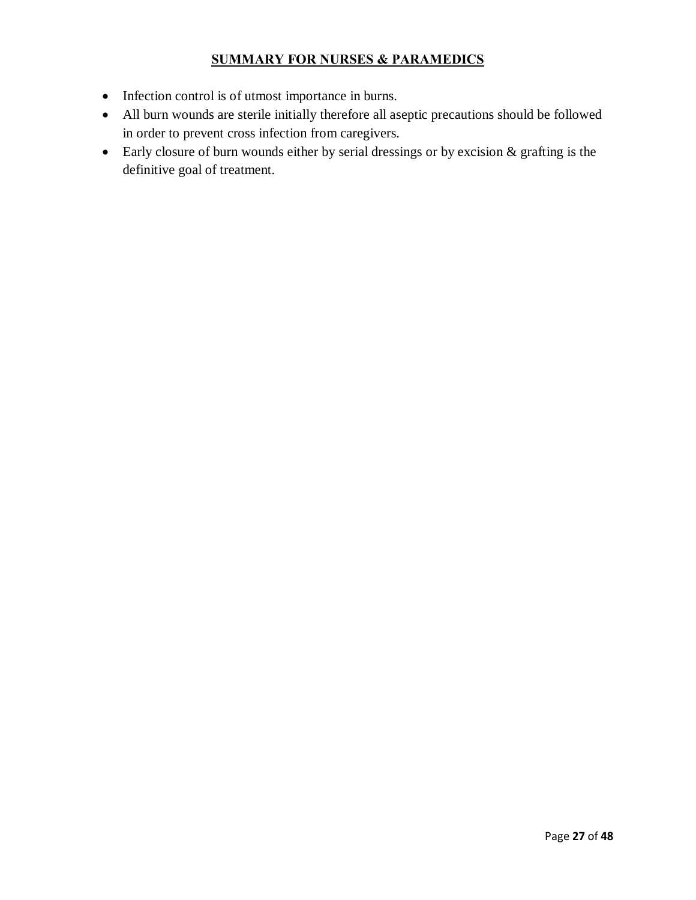## SUMMARY FOR NURSES & PARAMEDICS

- Infection control is of utmost importance in burns.
- All burn wounds are sterile initially therefore all aseptic precautions should be followed in order to prevent cross infection from caregivers.
- Early closure of burn wounds either by serial dressings or by excision & grafting is the definitive goal of treatment.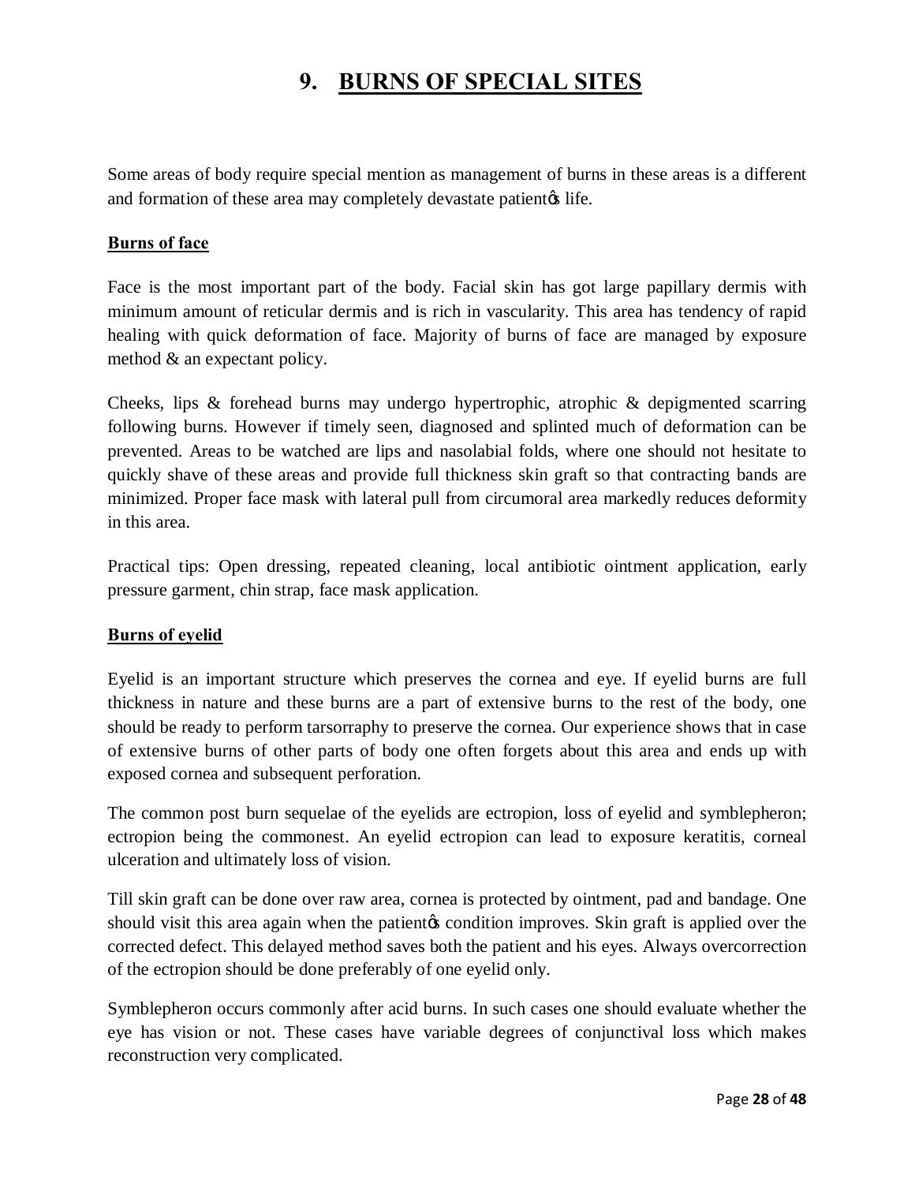# 9. BURNS OF SPECIAL SITES

Some areas of body require special mention as management of burns in these areas is a different and formation of these area may completely devastate patient's life.

## Burns of face

Face is the most important part of the body. Facial skin has got large papillary dermis with minimum amount of reticular dermis and is rich in vascularity. This area has tendency of rapid healing with quick deformation of face. Majority of burns of face are managed by exposure method & an expectant policy.

Cheeks, lips & forehead burns may undergo hypertrophic, atrophic & depigmented scarring following burns. However if timely seen, diagnosed and splinted much of deformation can be prevented. Areas to be watched are lips and nasolabial folds, where one should not hesitate to quickly shave of these areas and provide full thickness skin graft so that contracting bands are minimized. Proper face mask with lateral pull from circumoral area markedly reduces deformity in this area.

Practical tips: Open dressing, repeated cleaning, local antibiotic ointment application, early pressure garment, chin strap, face mask application.

## Burns of eyelid

Eyelid is an important structure which preserves the cornea and eye. If eyelid burns are full thickness in nature and these burns are a part of extensive burns to the rest of the body, one should be ready to perform tarsorraphy to preserve the cornea. Our experience shows that in case of extensive burns of other parts of body one often forgets about this area and ends up with exposed cornea and subsequent perforation.

The common post burn sequelae of the eyelids are ectropion, loss of eyelid and symblepheron; ectropion being the commonest. An eyelid ectropion can lead to exposure keratitis, corneal ulceration and ultimately loss of vision.

Till skin graft can be done over raw area, cornea is protected by ointment, pad and bandage. One should visit this area again when the patient's condition improves. Skin graft is applied over the corrected defect. This delayed method saves both the patient and his eyes. Always overcorrection of the ectropion should be done preferably of one eyelid only.

Symblepheron occurs commonly after acid burns. In such cases one should evaluate whether the eye has vision or not. These cases have variable degrees of conjunctival loss which makes reconstruction very complicated.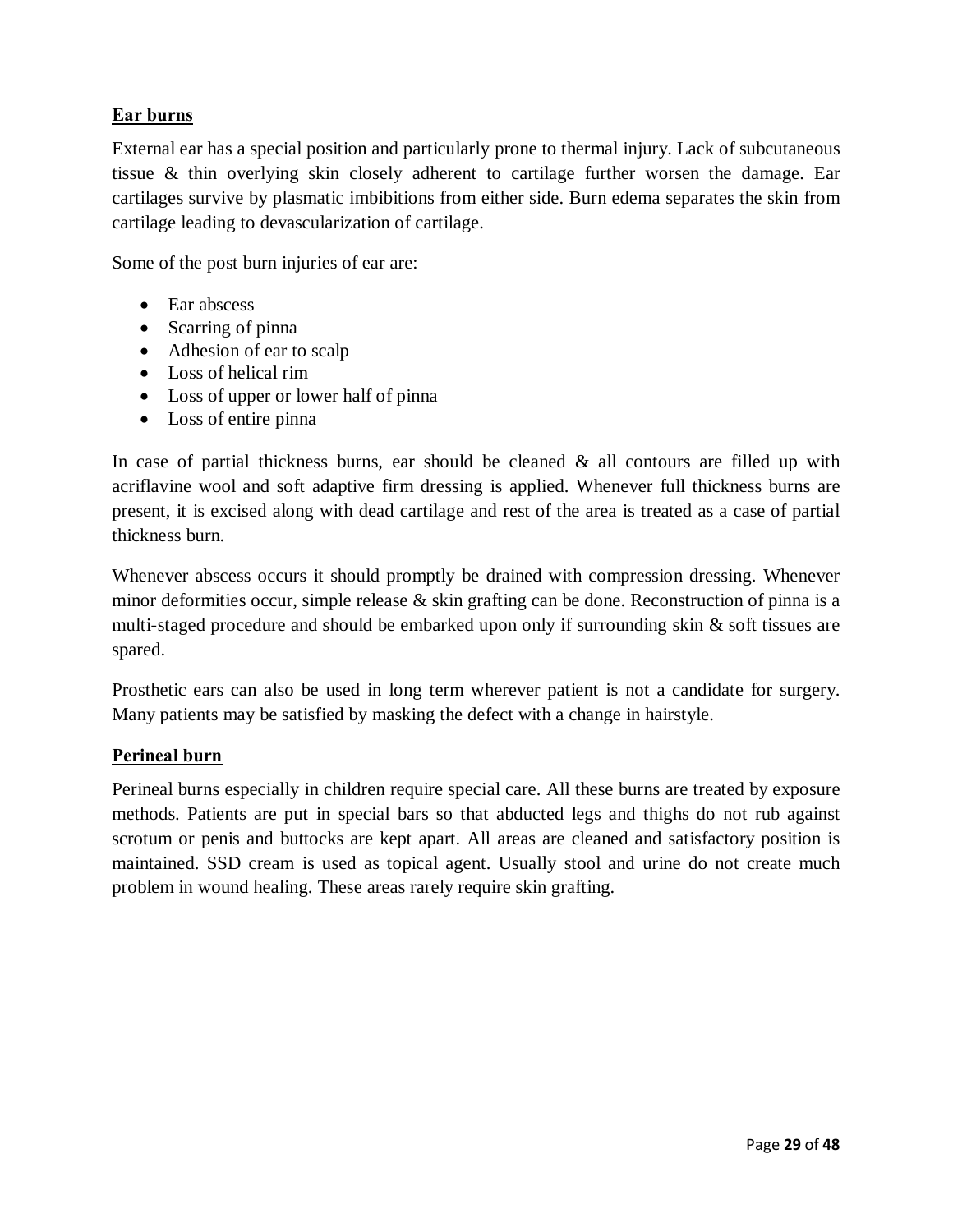**Ear burns**

External ear has a special position and particularly prone to thermal injury. Lack of subcutaneous tissue & thin overlying skin closely adherent to cartilage further worsen the damage. Ear cartilages survive by plasmatic imbibitions from either side. Burn edema separates the skin from cartilage leading to devascularization of cartilage.

Some of the post burn injuries of ear are:

- Ear abscess
- Scarring of pinna
- Adhesion of ear to scalp
- Loss of helical rim
- Loss of upper or lower half of pinna
- Loss of entire pinna

In case of partial thickness burns, ear should be cleaned & all contours are filled up with acriflavine wool and soft adaptive firm dressing is applied. Whenever full thickness burns are present, it is excised along with dead cartilage and rest of the area is treated as a case of partial thickness burn.

Whenever abscess occurs it should promptly be drained with compression dressing. Whenever minor deformities occur, simple release & skin grafting can be done. Reconstruction of pinna is a multi-staged procedure and should be embarked upon only if surrounding skin & soft tissues are spared.

Prosthetic ears can also be used in long term wherever patient is not a candidate for surgery. Many patients may be satisfied by masking the defect with a change in hairstyle.

**Perineal burn**

Perineal burns especially in children require special care. All these burns are treated by exposure methods. Patients are put in special bars so that abducted legs and thighs do not rub against scrotum or penis and buttocks are kept apart. All areas are cleaned and satisfactory position is maintained. SSD cream is used as topical agent. Usually stool and urine do not create much problem in wound healing. These areas rarely require skin grafting.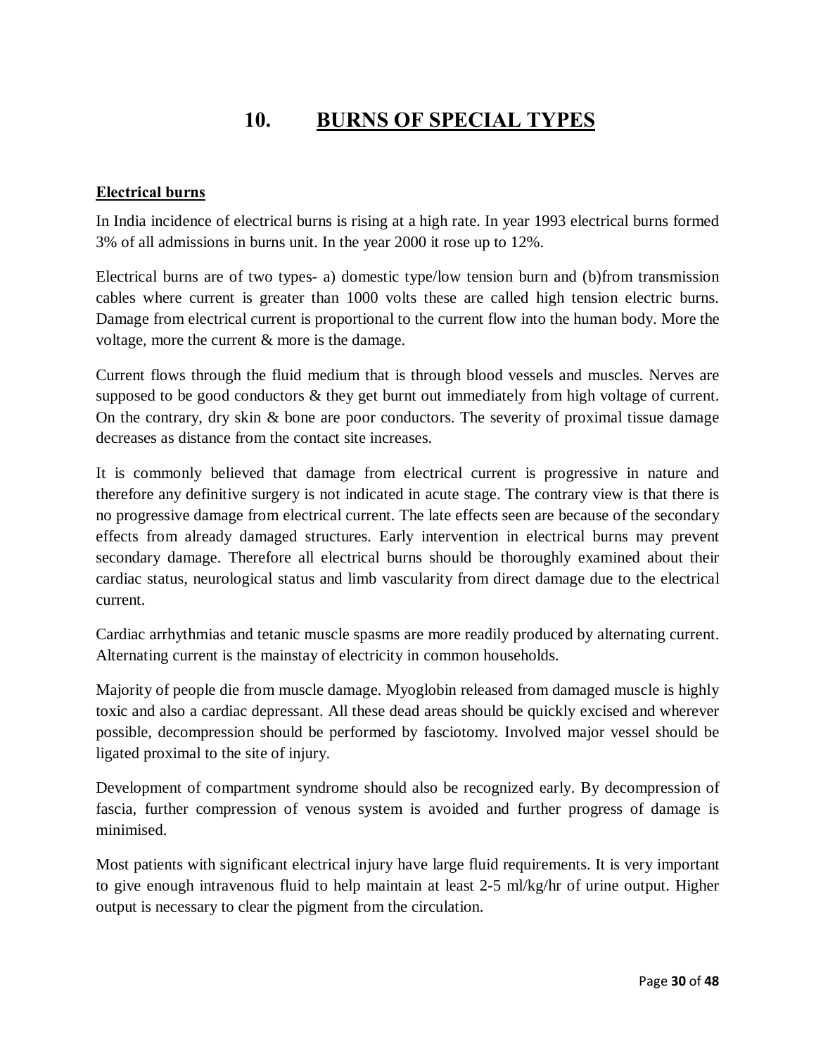# 10. BURNS OF SPECIAL TYPES

## Electrical burns

In India incidence of electrical burns is rising at a high rate. In year 1993 electrical burns formed 3% of all admissions in burns unit. In the year 2000 it rose up to 12%.

Electrical burns are of two types- a) domestic type/low tension burn and (b)from transmission cables where current is greater than 1000 volts these are called high tension electric burns. Damage from electrical current is proportional to the current flow into the human body. More the voltage, more the current & more is the damage.

Current flows through the fluid medium that is through blood vessels and muscles. Nerves are supposed to be good conductors & they get burnt out immediately from high voltage of current. On the contrary, dry skin & bone are poor conductors. The severity of proximal tissue damage decreases as distance from the contact site increases.

It is commonly believed that damage from electrical current is progressive in nature and therefore any definitive surgery is not indicated in acute stage. The contrary view is that there is no progressive damage from electrical current. The late effects seen are because of the secondary effects from already damaged structures. Early intervention in electrical burns may prevent secondary damage. Therefore all electrical burns should be thoroughly examined about their cardiac status, neurological status and limb vascularity from direct damage due to the electrical current.

Cardiac arrhythmias and tetanic muscle spasms are more readily produced by alternating current. Alternating current is the mainstay of electricity in common households.

Majority of people die from muscle damage. Myoglobin released from damaged muscle is highly toxic and also a cardiac depressant. All these dead areas should be quickly excised and wherever possible, decompression should be performed by fasciotomy. Involved major vessel should be ligated proximal to the site of injury.

Development of compartment syndrome should also be recognized early. By decompression of fascia, further compression of venous system is avoided and further progress of damage is minimised.

Most patients with significant electrical injury have large fluid requirements. It is very important to give enough intravenous fluid to help maintain at least 2-5 ml/kg/hr of urine output. Higher output is necessary to clear the pigment from the circulation.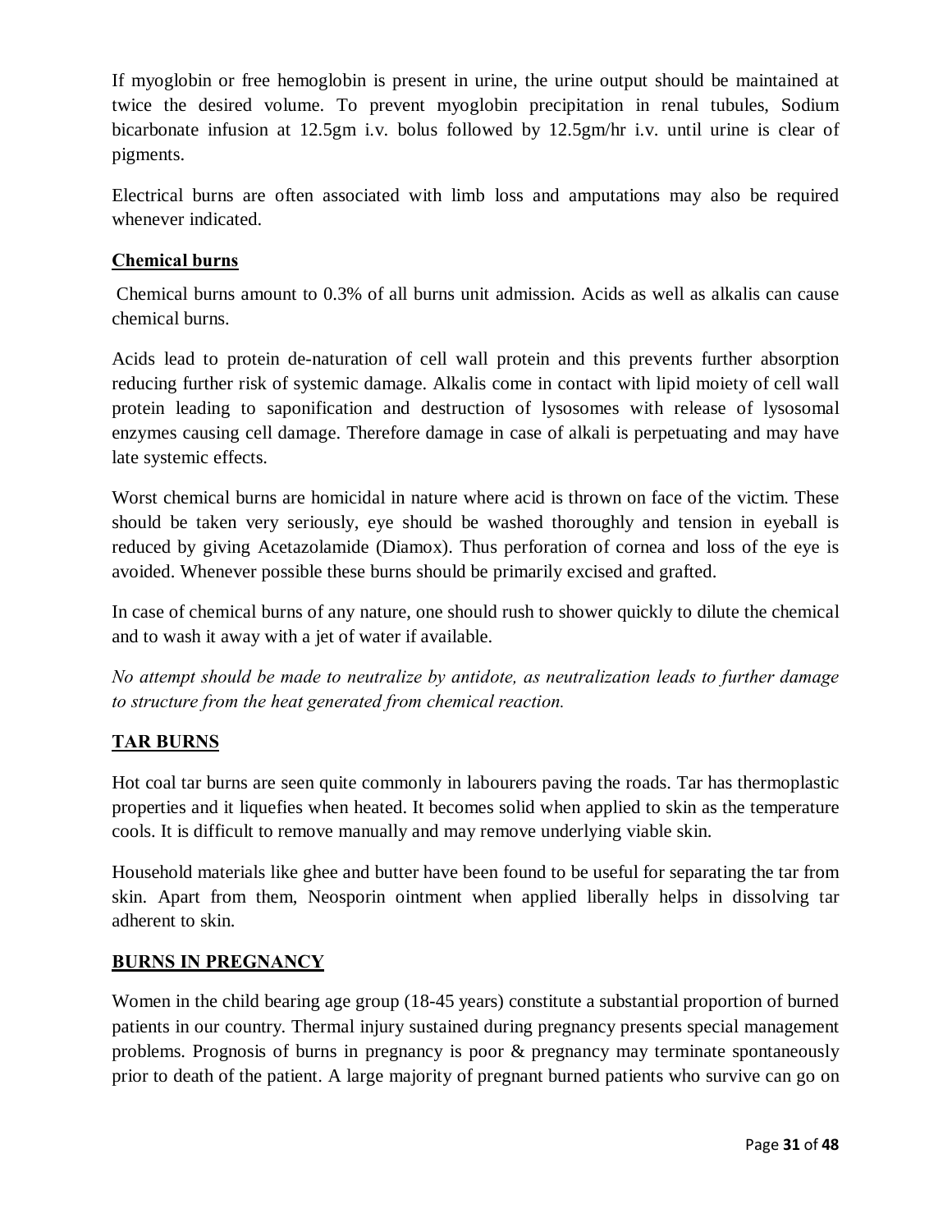If myoglobin or free hemoglobin is present in urine, the urine output should be maintained at twice the desired volume. To prevent myoglobin precipitation in renal tubules, Sodium bicarbonate infusion at 12.5gm i.v. bolus followed by 12.5gm/hr i.v. until urine is clear of pigments.

Electrical burns are often associated with limb loss and amputations may also be required whenever indicated.

**Chemical burns**

Chemical burns amount to 0.3% of all burns unit admission. Acids as well as alkalis can cause chemical burns.

Acids lead to protein de-naturation of cell wall protein and this prevents further absorption reducing further risk of systemic damage. Alkalis come in contact with lipid moiety of cell wall protein leading to saponification and destruction of lysosomes with release of lysosomal enzymes causing cell damage. Therefore damage in case of alkali is perpetuating and may have late systemic effects.

Worst chemical burns are homicidal in nature where acid is thrown on face of the victim. These should be taken very seriously, eye should be washed thoroughly and tension in eyeball is reduced by giving Acetazolamide (Diamox). Thus perforation of cornea and loss of the eye is avoided. Whenever possible these burns should be primarily excised and grafted.

In case of chemical burns of any nature, one should rush to shower quickly to dilute the chemical and to wash it away with a jet of water if available.

*No attempt should be made to neutralize by antidote, as neutralization leads to further damage to structure from the heat generated from chemical reaction.*

## TAR BURNS

Hot coal tar burns are seen quite commonly in labourers paving the roads. Tar has thermoplastic properties and it liquefies when heated. It becomes solid when applied to skin as the temperature cools. It is difficult to remove manually and may remove underlying viable skin.

Household materials like ghee and butter have been found to be useful for separating the tar from skin. Apart from them, Neosporin ointment when applied liberally helps in dissolving tar adherent to skin.

## BURNS IN PREGNANCY

Women in the child bearing age group (18-45 years) constitute a substantial proportion of burned patients in our country. Thermal injury sustained during pregnancy presents special management problems. Prognosis of burns in pregnancy is poor & pregnancy may terminate spontaneously prior to death of the patient. A large majority of pregnant burned patients who survive can go on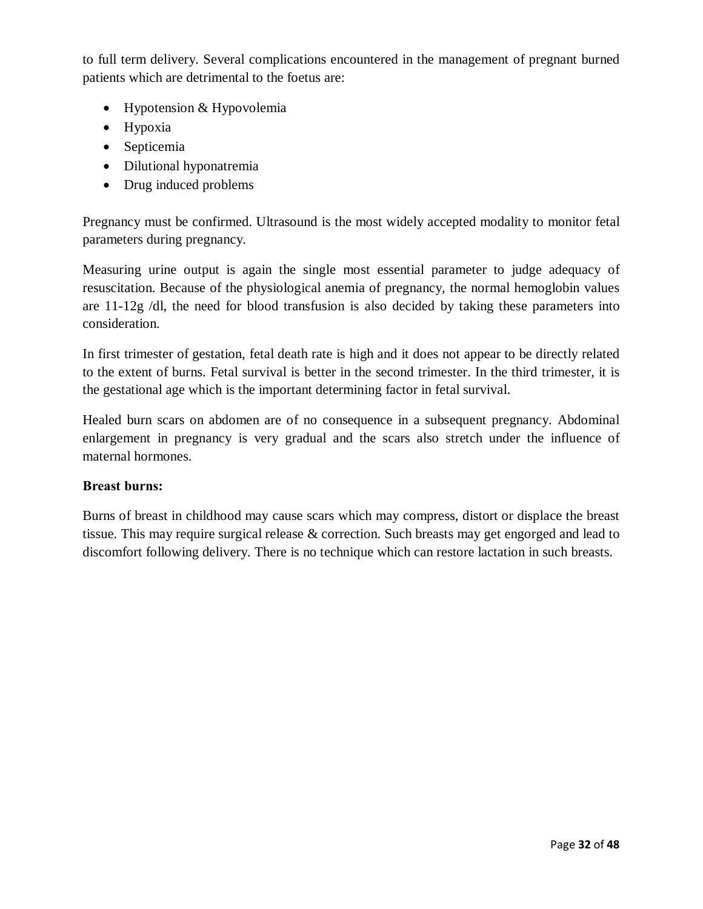to full term delivery. Several complications encountered in the management of pregnant burned patients which are detrimental to the foetus are:

- Hypotension & Hypovolemia
- Hypoxia
- Septicemia
- Dilutional hyponatremia
- Drug induced problems

Pregnancy must be confirmed. Ultrasound is the most widely accepted modality to monitor fetal parameters during pregnancy.

Measuring urine output is again the single most essential parameter to judge adequacy of resuscitation. Because of the physiological anemia of pregnancy, the normal hemoglobin values are 11-12g /dl, the need for blood transfusion is also decided by taking these parameters into consideration.

In first trimester of gestation, fetal death rate is high and it does not appear to be directly related to the extent of burns. Fetal survival is better in the second trimester. In the third trimester, it is the gestational age which is the important determining factor in fetal survival.

Healed burn scars on abdomen are of no consequence in a subsequent pregnancy. Abdominal enlargement in pregnancy is very gradual and the scars also stretch under the influence of maternal hormones.

**Breast burns:**

Burns of breast in childhood may cause scars which may compress, distort or displace the breast tissue. This may require surgical release & correction. Such breasts may get engorged and lead to discomfort following delivery. There is no technique which can restore lactation in such breasts.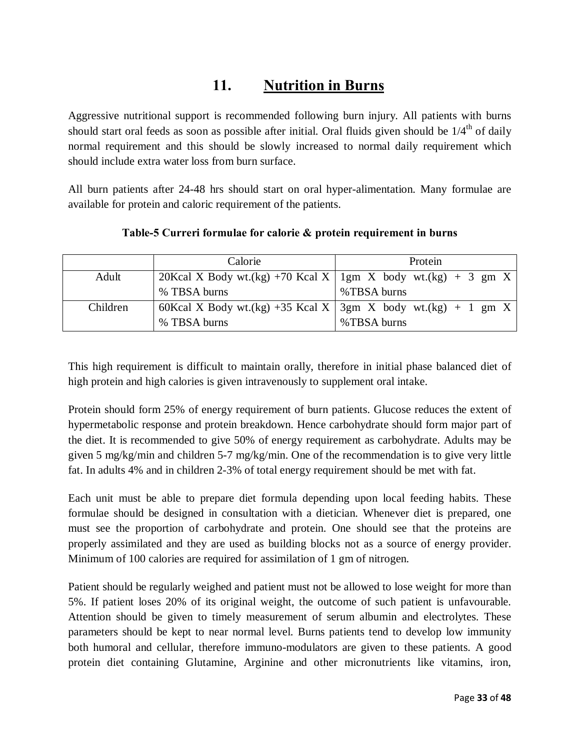## 11. Nutrition in Burns

Aggressive nutritional support is recommended following burn injury. All patients with burns should start oral feeds as soon as possible after initial. Oral fluids given should be $1/4^{th}$ of daily normal requirement and this should be slowly increased to normal daily requirement which should include extra water loss from burn surface.

All burn patients after 24-48 hrs should start on oral hyper-alimentation. Many formulae are available for protein and caloric requirement of the patients.

**Table-5 Curreri formulae for calorie & protein requirement in burns**

| | Calorie | Protein |
|---|---|---|
| Adult | 20Kcal X Body wt.(kg) +70 Kcal X % TBSA burns | 1gm X body wt.(kg) + 3 gm X %TBSA burns |
| Children | 60Kcal X Body wt.(kg) +35 Kcal X % TBSA burns | 3gm X body wt.(kg) + 1 gm X %TBSA burns |

This high requirement is difficult to maintain orally, therefore in initial phase balanced diet of high protein and high calories is given intravenously to supplement oral intake.

Protein should form 25% of energy requirement of burn patients. Glucose reduces the extent of hypermetabolic response and protein breakdown. Hence carbohydrate should form major part of the diet. It is recommended to give 50% of energy requirement as carbohydrate. Adults may be given 5 mg/kg/min and children 5-7 mg/kg/min. One of the recommendation is to give very little fat. In adults 4% and in children 2-3% of total energy requirement should be met with fat.

Each unit must be able to prepare diet formula depending upon local feeding habits. These formulae should be designed in consultation with a dietician. Whenever diet is prepared, one must see the proportion of carbohydrate and protein. One should see that the proteins are properly assimilated and they are used as building blocks not as a source of energy provider. Minimum of 100 calories are required for assimilation of 1 gm of nitrogen.

Patient should be regularly weighed and patient must not be allowed to lose weight for more than 5%. If patient loses 20% of its original weight, the outcome of such patient is unfavourable. Attention should be given to timely measurement of serum albumin and electrolytes. These parameters should be kept to near normal level. Burns patients tend to develop low immunity both humoral and cellular, therefore immuno-modulators are given to these patients. A good protein diet containing Glutamine, Arginine and other micronutrients like vitamins, iron,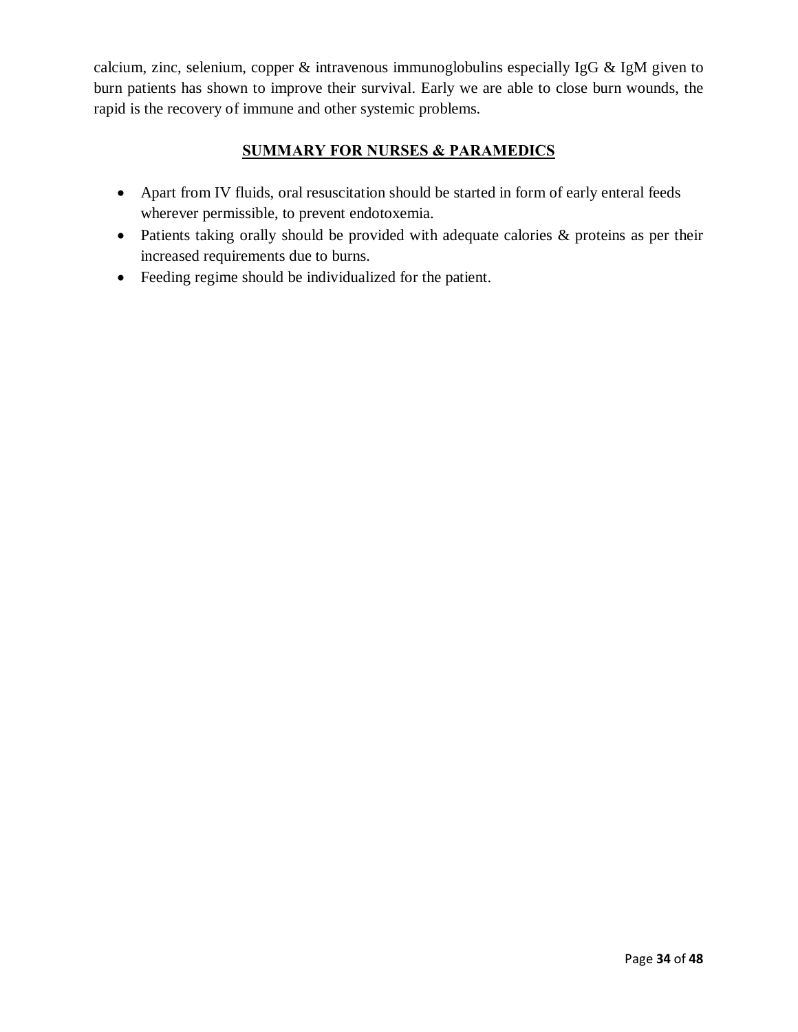calcium, zinc, selenium, copper & intravenous immunoglobulins especially IgG & IgM given to burn patients has shown to improve their survival. Early we are able to close burn wounds, the rapid is the recovery of immune and other systemic problems.

## SUMMARY FOR NURSES & PARAMEDICS

- Apart from IV fluids, oral resuscitation should be started in form of early enteral feeds wherever permissible, to prevent endotoxemia.
- Patients taking orally should be provided with adequate calories & proteins as per their increased requirements due to burns.
- Feeding regime should be individualized for the patient.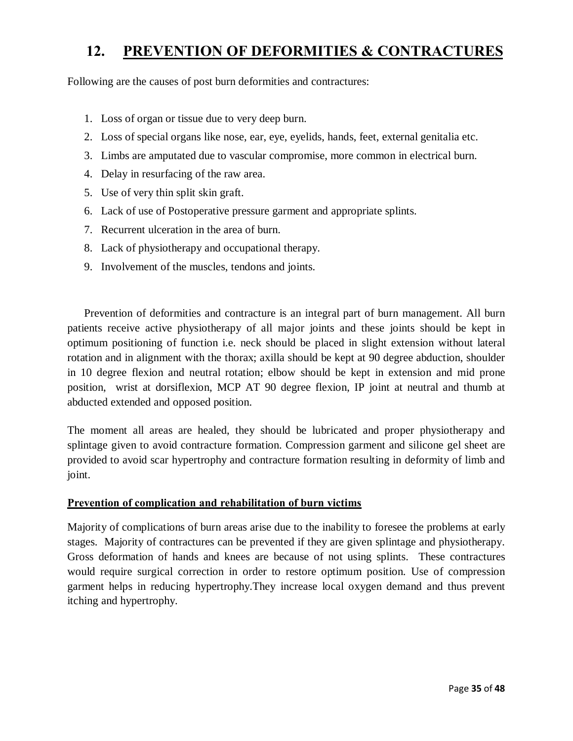## 12. PREVENTION OF DEFORMITIES & CONTRACTURES

Following are the causes of post burn deformities and contractures:

1. Loss of organ or tissue due to very deep burn.
2. Loss of special organs like nose, ear, eye, eyelids, hands, feet, external genitalia etc.
3. Limbs are amputated due to vascular compromise, more common in electrical burn.
4. Delay in resurfacing of the raw area.
5. Use of very thin split skin graft.
6. Lack of use of Postoperative pressure garment and appropriate splints.
7. Recurrent ulceration in the area of burn.
8. Lack of physiotherapy and occupational therapy.
9. Involvement of the muscles, tendons and joints.

Prevention of deformities and contracture is an integral part of burn management. All burn patients receive active physiotherapy of all major joints and these joints should be kept in optimum positioning of function i.e. neck should be placed in slight extension without lateral rotation and in alignment with the thorax; axilla should be kept at 90 degree abduction, shoulder in 10 degree flexion and neutral rotation; elbow should be kept in extension and mid prone position, wrist at dorsiflexion, MCP AT 90 degree flexion, IP joint at neutral and thumb at abducted extended and opposed position.

The moment all areas are healed, they should be lubricated and proper physiotherapy and splintage given to avoid contracture formation. Compression garment and silicone gel sheet are provided to avoid scar hypertrophy and contracture formation resulting in deformity of limb and joint.

**Prevention of complication and rehabilitation of burn victims**

Majority of complications of burn areas arise due to the inability to foresee the problems at early stages. Majority of contractures can be prevented if they are given splintage and physiotherapy. Gross deformation of hands and knees are because of not using splints. These contractures would require surgical correction in order to restore optimum position. Use of compression garment helps in reducing hypertrophy.They increase local oxygen demand and thus prevent itching and hypertrophy.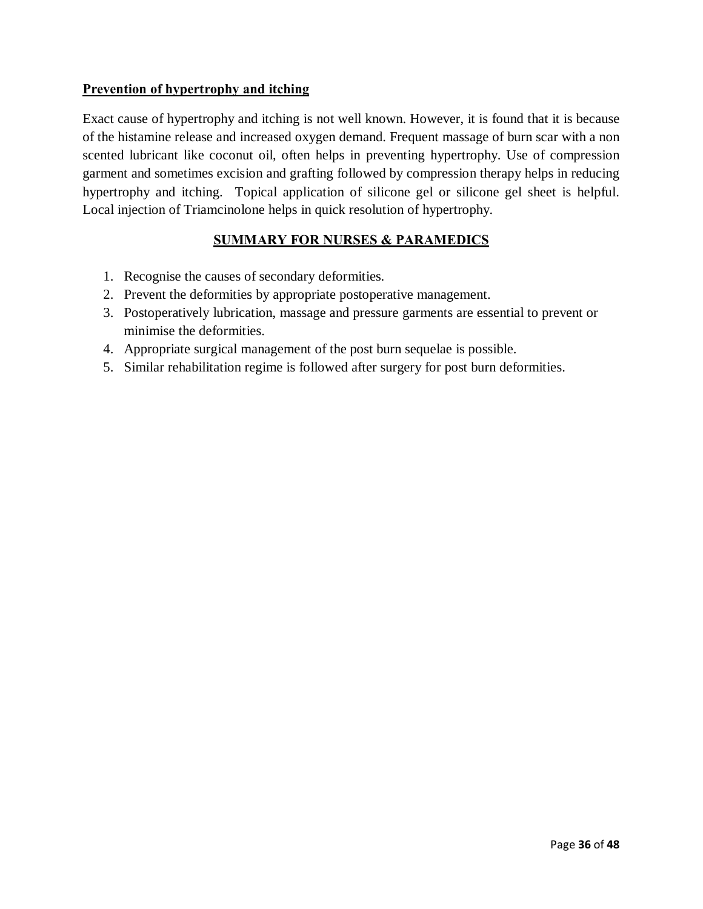**Prevention of hypertrophy and itching**

Exact cause of hypertrophy and itching is not well known. However, it is found that it is because of the histamine release and increased oxygen demand. Frequent massage of burn scar with a non scented lubricant like coconut oil, often helps in preventing hypertrophy. Use of compression garment and sometimes excision and grafting followed by compression therapy helps in reducing hypertrophy and itching. Topical application of silicone gel or silicone gel sheet is helpful. Local injection of Triamcinolone helps in quick resolution of hypertrophy.

## SUMMARY FOR NURSES & PARAMEDICS

1. Recognise the causes of secondary deformities.
2. Prevent the deformities by appropriate postoperative management.
3. Postoperatively lubrication, massage and pressure garments are essential to prevent or minimise the deformities.
4. Appropriate surgical management of the post burn sequelae is possible.
5. Similar rehabilitation regime is followed after surgery for post burn deformities.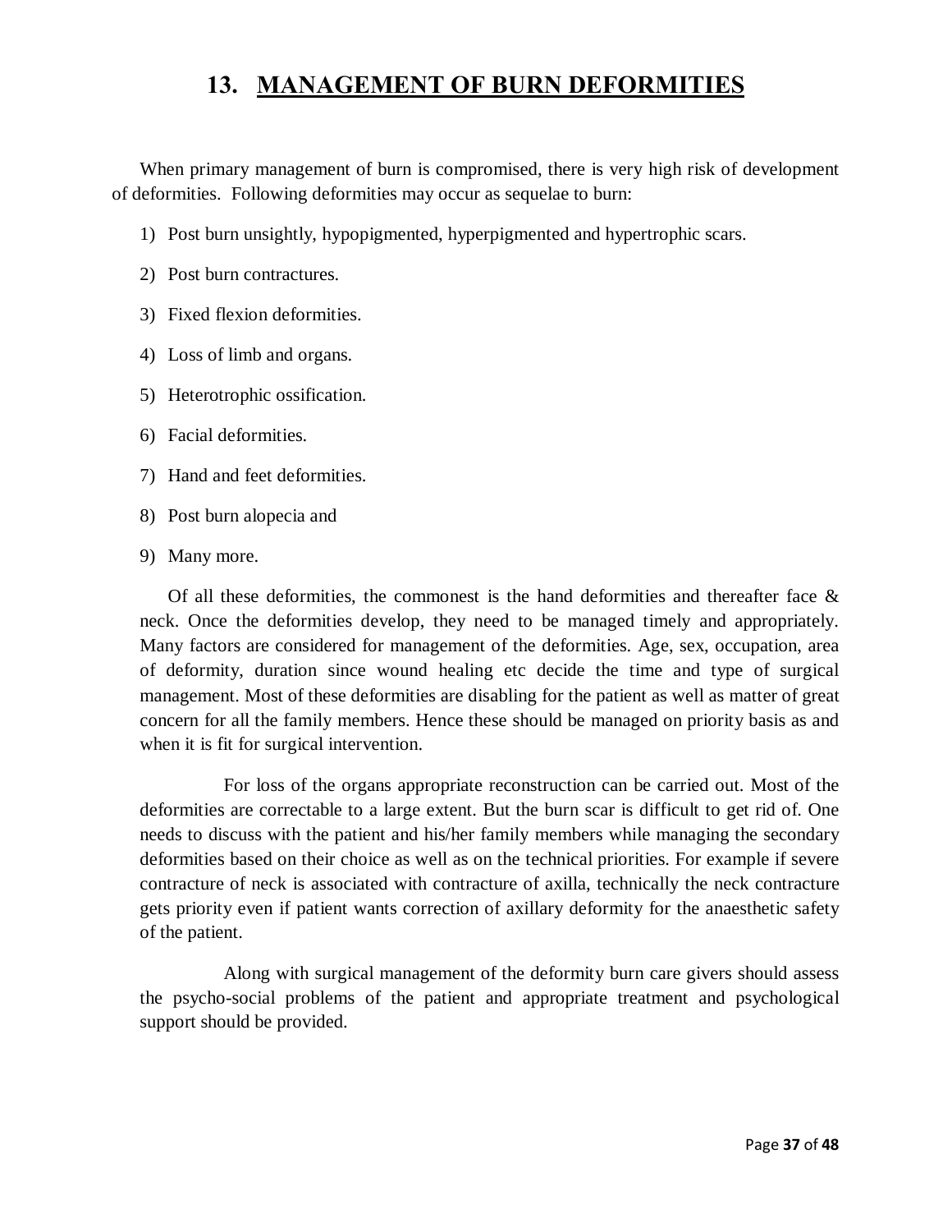# 13. MANAGEMENT OF BURN DEFORMITIES

When primary management of burn is compromised, there is very high risk of development of deformities. Following deformities may occur as sequelae to burn:

1) Post burn unsightly, hypopigmented, hyperpigmented and hypertrophic scars.
2) Post burn contractures.
3) Fixed flexion deformities.
4) Loss of limb and organs.
5) Heterotrophic ossification.
6) Facial deformities.
7) Hand and feet deformities.
8) Post burn alopecia and
9) Many more.

Of all these deformities, the commonest is the hand deformities and thereafter face & neck. Once the deformities develop, they need to be managed timely and appropriately. Many factors are considered for management of the deformities. Age, sex, occupation, area of deformity, duration since wound healing etc decide the time and type of surgical management. Most of these deformities are disabling for the patient as well as matter of great concern for all the family members. Hence these should be managed on priority basis as and when it is fit for surgical intervention.

For loss of the organs appropriate reconstruction can be carried out. Most of the deformities are correctable to a large extent. But the burn scar is difficult to get rid of. One needs to discuss with the patient and his/her family members while managing the secondary deformities based on their choice as well as on the technical priorities. For example if severe contracture of neck is associated with contracture of axilla, technically the neck contracture gets priority even if patient wants correction of axillary deformity for the anaesthetic safety of the patient.

Along with surgical management of the deformity burn care givers should assess the psycho-social problems of the patient and appropriate treatment and psychological support should be provided.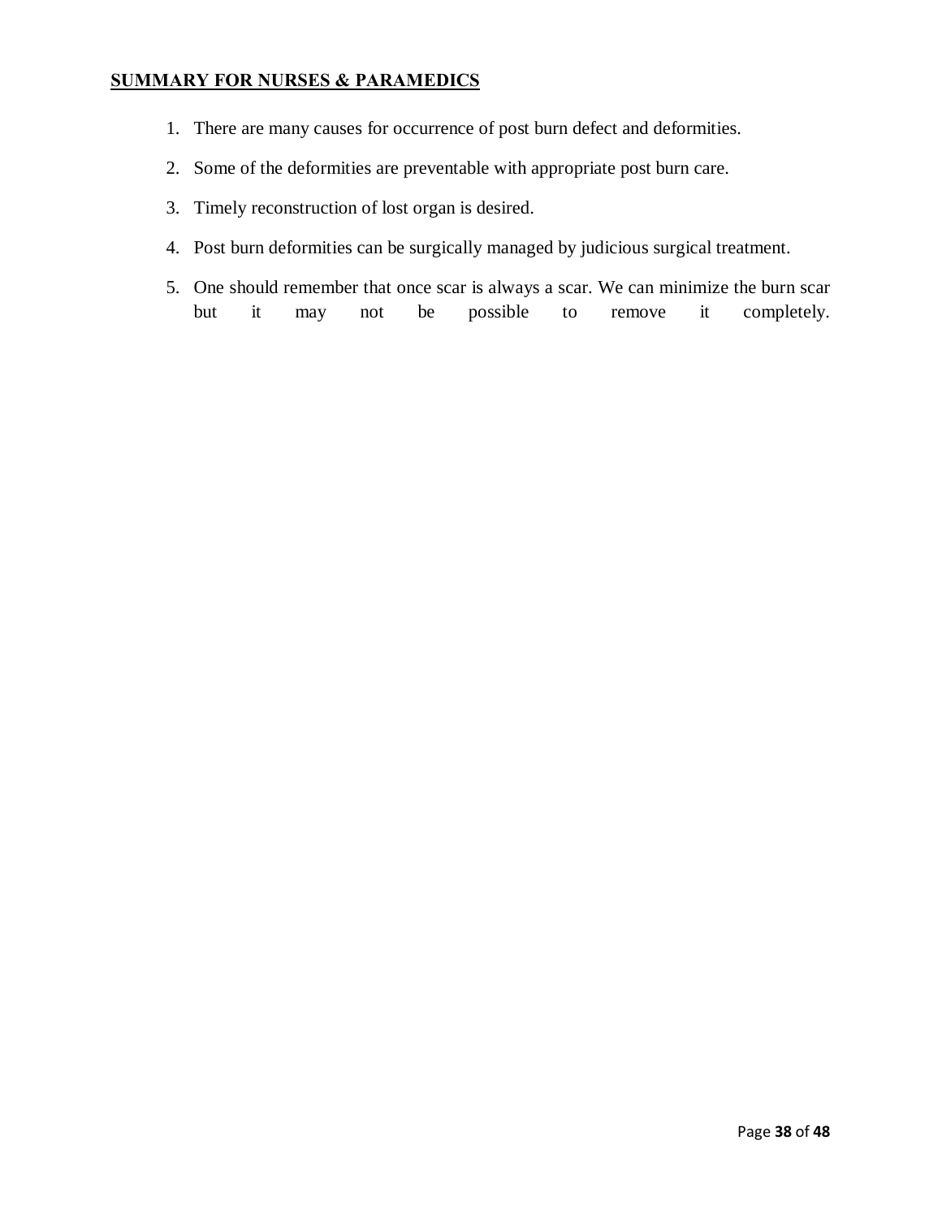## SUMMARY FOR NURSES & PARAMEDICS

1. There are many causes for occurrence of post burn defect and deformities.
2. Some of the deformities are preventable with appropriate post burn care.
3. Timely reconstruction of lost organ is desired.
4. Post burn deformities can be surgically managed by judicious surgical treatment.
5. One should remember that once scar is always a scar. We can minimize the burn scar but it may not be possible to remove it completely.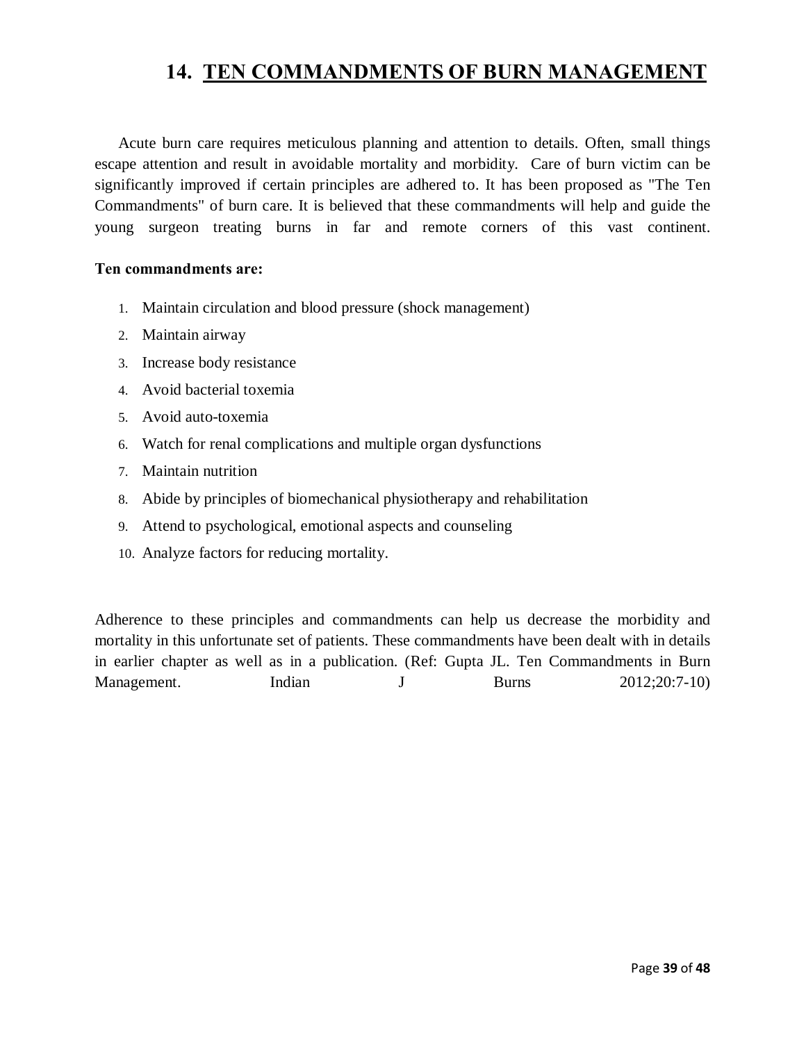# 14. TEN COMMANDMENTS OF BURN MANAGEMENT

Acute burn care requires meticulous planning and attention to details. Often, small things escape attention and result in avoidable mortality and morbidity. Care of burn victim can be significantly improved if certain principles are adhered to. It has been proposed as "The Ten Commandments" of burn care. It is believed that these commandments will help and guide the young surgeon treating burns in far and remote corners of this vast continent.

**Ten commandments are:**

1. Maintain circulation and blood pressure (shock management)
2. Maintain airway
3. Increase body resistance
4. Avoid bacterial toxemia
5. Avoid auto-toxemia
6. Watch for renal complications and multiple organ dysfunctions
7. Maintain nutrition
8. Abide by principles of biomechanical physiotherapy and rehabilitation
9. Attend to psychological, emotional aspects and counseling
10. Analyze factors for reducing mortality.

Adherence to these principles and commandments can help us decrease the morbidity and mortality in this unfortunate set of patients. These commandments have been dealt with in details in earlier chapter as well as in a publication. (Ref: Gupta JL. Ten Commandments in Burn Management. Indian J Burns 2012;20:7-10)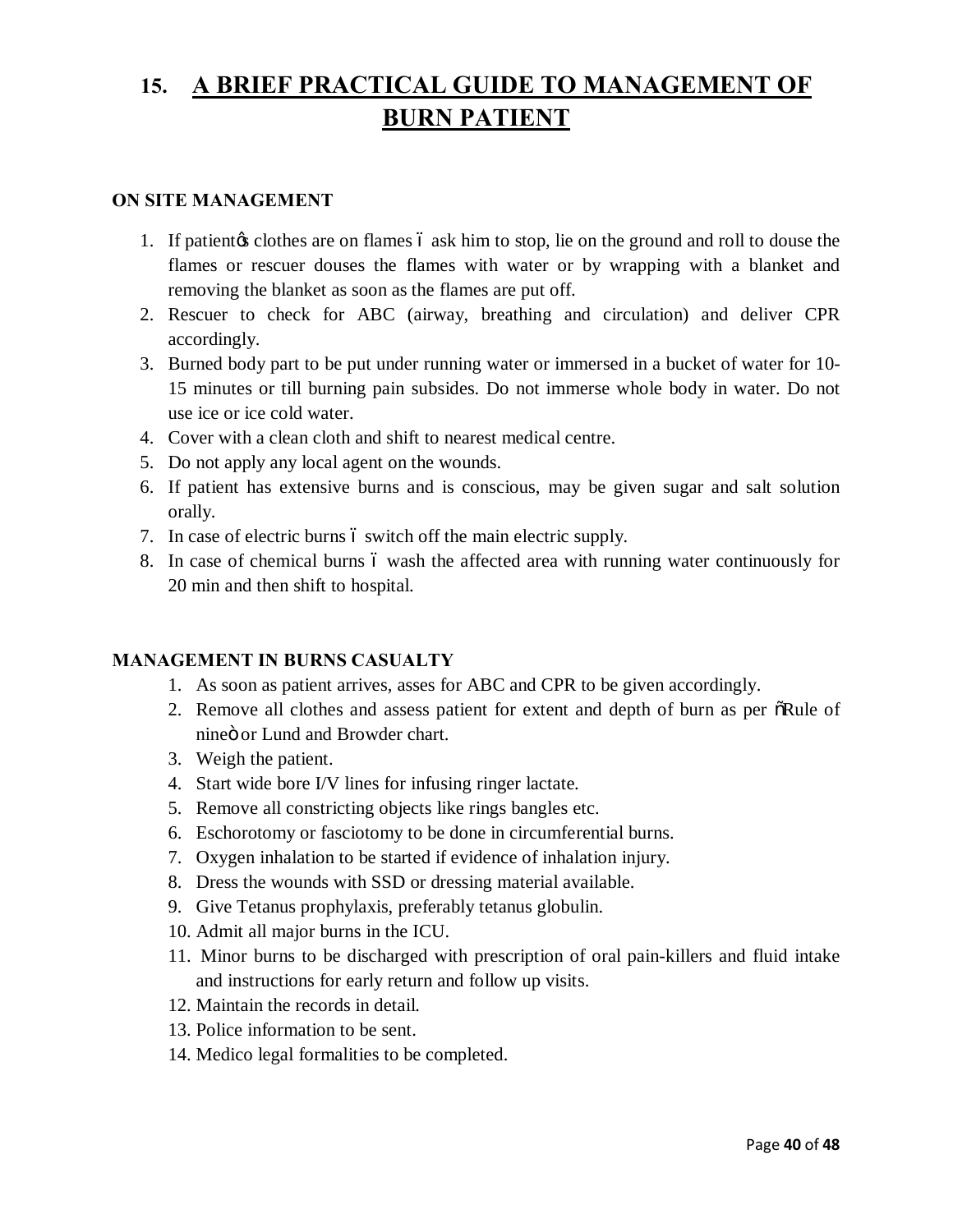# 15. A BRIEF PRACTICAL GUIDE TO MANAGEMENT OF BURN PATIENT

### ON SITE MANAGEMENT

1. If patient's clothes are on flames – ask him to stop, lie on the ground and roll to douse the flames or rescuer douses the flames with water or by wrapping with a blanket and removing the blanket as soon as the flames are put off.
2. Rescuer to check for ABC (airway, breathing and circulation) and deliver CPR accordingly.
3. Burned body part to be put under running water or immersed in a bucket of water for 10-15 minutes or till burning pain subsides. Do not immerse whole body in water. Do not use ice or ice cold water.
4. Cover with a clean cloth and shift to nearest medical centre.
5. Do not apply any local agent on the wounds.
6. If patient has extensive burns and is conscious, may be given sugar and salt solution orally.
7. In case of electric burns – switch off the main electric supply.
8. In case of chemical burns – wash the affected area with running water continuously for 20 min and then shift to hospital.

### MANAGEMENT IN BURNS CASUALTY

1. As soon as patient arrives, asses for ABC and CPR to be given accordingly.
2. Remove all clothes and assess patient for extent and depth of burn as per "Rule of nine" or Lund and Browder chart.
3. Weigh the patient.
4. Start wide bore I/V lines for infusing ringer lactate.
5. Remove all constricting objects like rings bangles etc.
6. Eschorotomy or fasciotomy to be done in circumferential burns.
7. Oxygen inhalation to be started if evidence of inhalation injury.
8. Dress the wounds with SSD or dressing material available.
9. Give Tetanus prophylaxis, preferably tetanus globulin.
10. Admit all major burns in the ICU.
11. Minor burns to be discharged with prescription of oral pain-killers and fluid intake and instructions for early return and follow up visits.
12. Maintain the records in detail.
13. Police information to be sent.
14. Medico legal formalities to be completed.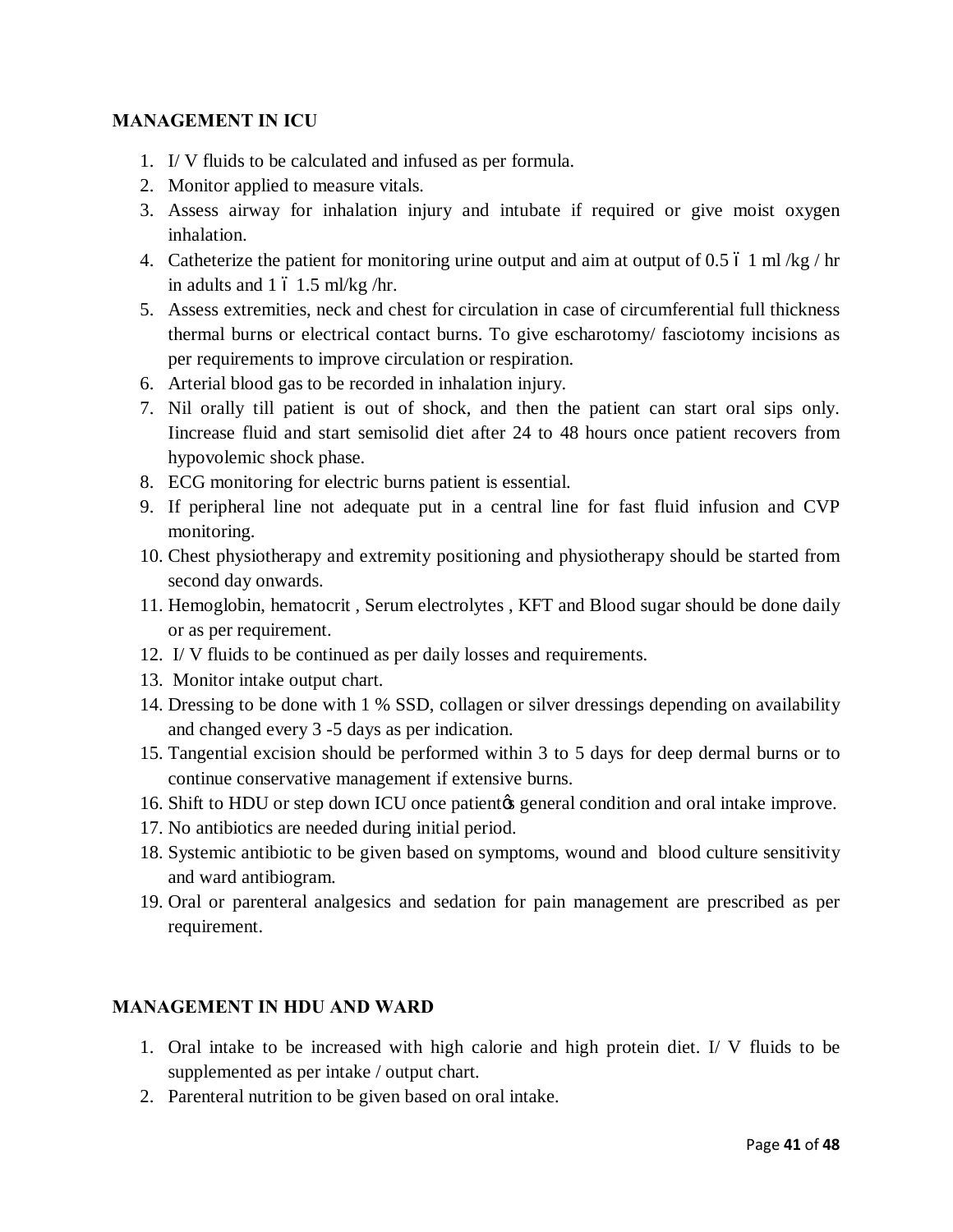**MANAGEMENT IN ICU**

1. I/ V fluids to be calculated and infused as per formula.
2. Monitor applied to measure vitals.
3. Assess airway for inhalation injury and intubate if required or give moist oxygen inhalation.
4. Catheterize the patient for monitoring urine output and aim at output of 0.5 – 1 ml /kg / hr in adults and 1 – 1.5 ml/kg /hr.
5. Assess extremities, neck and chest for circulation in case of circumferential full thickness thermal burns or electrical contact burns. To give escharotomy/ fasciotomy incisions as per requirements to improve circulation or respiration.
6. Arterial blood gas to be recorded in inhalation injury.
7. Nil orally till patient is out of shock, and then the patient can start oral sips only. Iincrease fluid and start semisolid diet after 24 to 48 hours once patient recovers from hypovolemic shock phase.
8. ECG monitoring for electric burns patient is essential.
9. If peripheral line not adequate put in a central line for fast fluid infusion and CVP monitoring.
10. Chest physiotherapy and extremity positioning and physiotherapy should be started from second day onwards.
11. Hemoglobin, hematocrit , Serum electrolytes , KFT and Blood sugar should be done daily or as per requirement.
12. I/ V fluids to be continued as per daily losses and requirements.
13. Monitor intake output chart.
14. Dressing to be done with 1 % SSD, collagen or silver dressings depending on availability and changed every 3 -5 days as per indication.
15. Tangential excision should be performed within 3 to 5 days for deep dermal burns or to continue conservative management if extensive burns.
16. Shift to HDU or step down ICU once patient's general condition and oral intake improve.
17. No antibiotics are needed during initial period.
18. Systemic antibiotic to be given based on symptoms, wound and blood culture sensitivity and ward antibiogram.
19. Oral or parenteral analgesics and sedation for pain management are prescribed as per requirement.

**MANAGEMENT IN HDU AND WARD**

1. Oral intake to be increased with high calorie and high protein diet. I/ V fluids to be supplemented as per intake / output chart.
2. Parenteral nutrition to be given based on oral intake.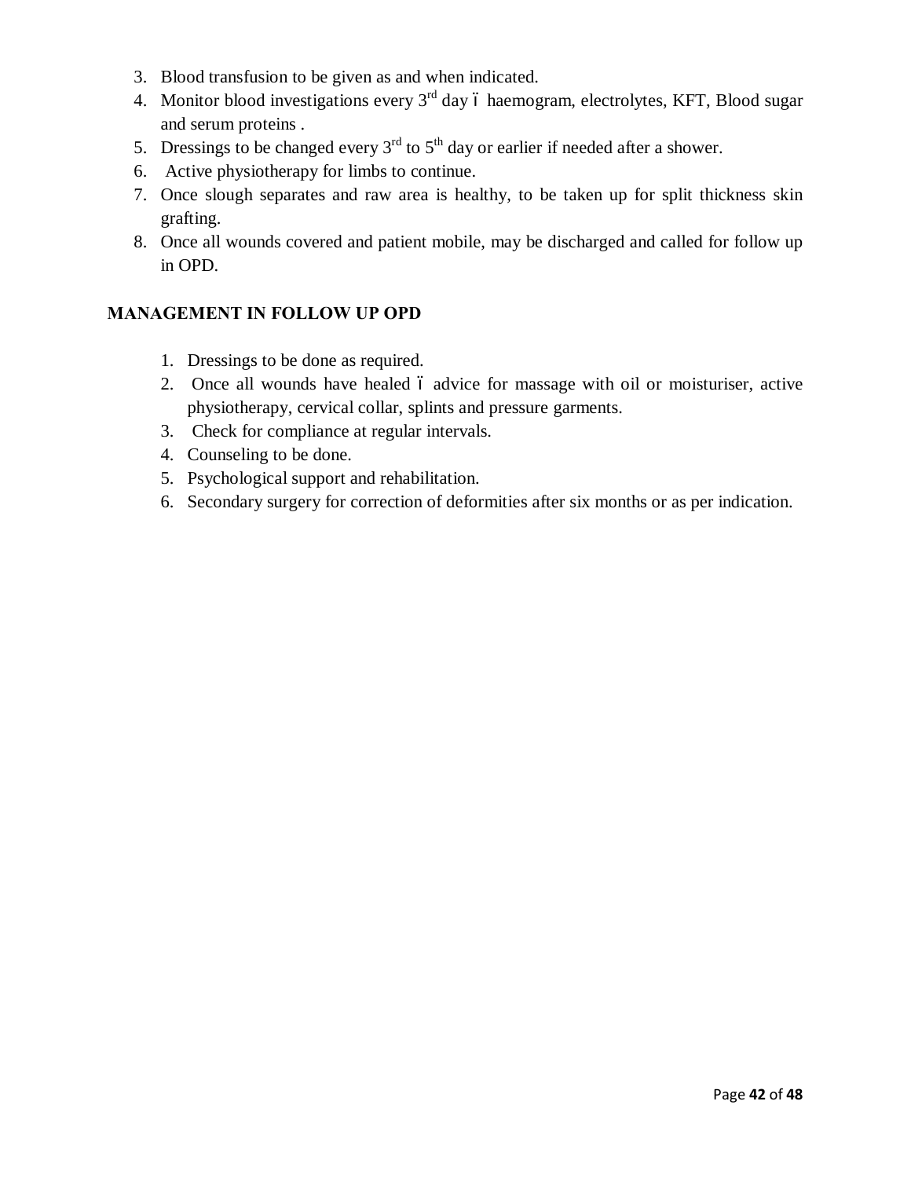3. Blood transfusion to be given as and when indicated.
4. Monitor blood investigations every 3rd day – haemogram, electrolytes, KFT, Blood sugar and serum proteins .
5. Dressings to be changed every 3rd to 5th day or earlier if needed after a shower.
6. Active physiotherapy for limbs to continue.
7. Once slough separates and raw area is healthy, to be taken up for split thickness skin grafting.
8. Once all wounds covered and patient mobile, may be discharged and called for follow up in OPD.

**MANAGEMENT IN FOLLOW UP OPD**

1. Dressings to be done as required.
2. Once all wounds have healed – advice for massage with oil or moisturiser, active physiotherapy, cervical collar, splints and pressure garments.
3. Check for compliance at regular intervals.
4. Counseling to be done.
5. Psychological support and rehabilitation.
6. Secondary surgery for correction of deformities after six months or as per indication.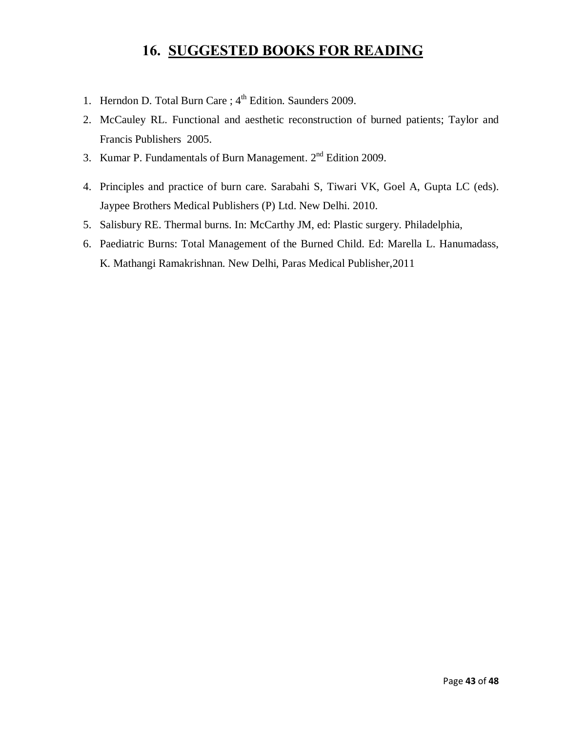# 16. SUGGESTED BOOKS FOR READING

1. Herndon D. Total Burn Care ; $4^{th}$ Edition. Saunders 2009.
2. McCauley RL. Functional and aesthetic reconstruction of burned patients; Taylor and Francis Publishers 2005.
3. Kumar P. Fundamentals of Burn Management. $2^{nd}$ Edition 2009.
4. Principles and practice of burn care. Sarabahi S, Tiwari VK, Goel A, Gupta LC (eds). Jaypee Brothers Medical Publishers (P) Ltd. New Delhi. 2010.
5. Salisbury RE. Thermal burns. In: McCarthy JM, ed: Plastic surgery. Philadelphia,
6. Paediatric Burns: Total Management of the Burned Child. Ed: Marella L. Hanumadass, K. Mathangi Ramakrishnan. New Delhi, Paras Medical Publisher,2011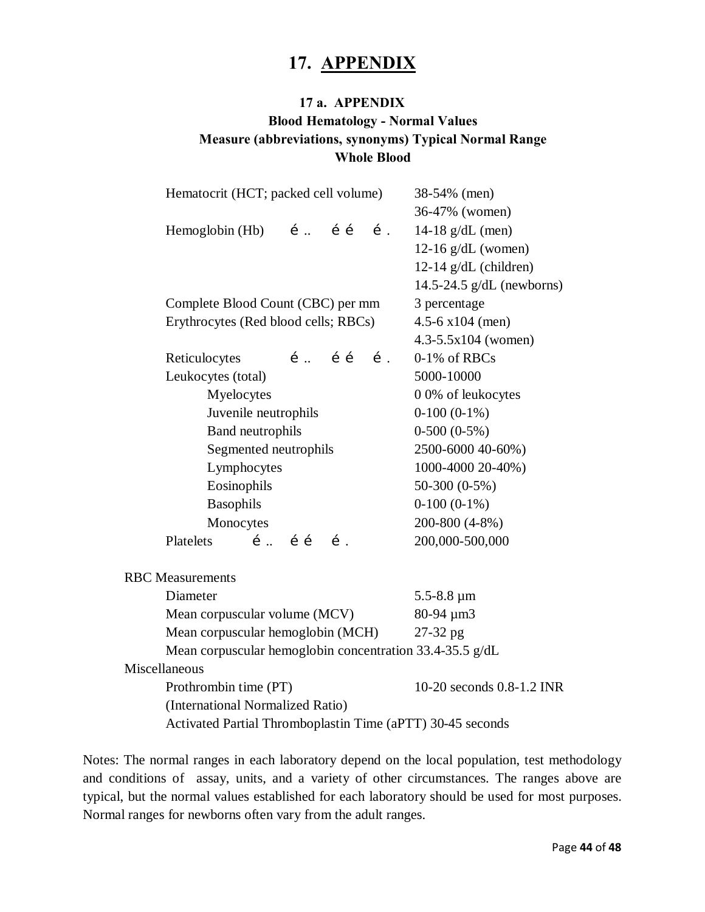# 17. APPENDIX

### 17 a. APPENDIX

### Blood Hematology - Normal Values

### Measure (abbreviations, synonyms) Typical Normal Range

### Whole Blood

| Measure | Typical Normal Range |
|---|---|
| Hematocrit (HCT; packed cell volume) | 38-54% (men) |
| | 36-47% (women) |
| Hemoglobin (Hb) é .. é é é . | 14-18 g/dL (men) |
| | 12-16 g/dL (women) |
| | 12-14 g/dL (children) |
| | 14.5-24.5 g/dL (newborns) |
| Complete Blood Count (CBC) per mm | 3 percentage |
| Erythrocytes (Red blood cells; RBCs) | 4.5-6 x104 (men) |
| | 4.3-5.5x104 (women) |
| Reticulocytes é .. é é é . | 0-1% of RBCs |
| Leukocytes (total) | 5000-10000 |
| Myelocytes | 0 0% of leukocytes |
| Juvenile neutrophils | 0-100 (0-1%) |
| Band neutrophils | 0-500 (0-5%) |
| Segmented neutrophils | 2500-6000 40-60%) |
| Lymphocytes | 1000-4000 20-40%) |
| Eosinophils | 50-300 (0-5%) |
| Basophils | 0-100 (0-1%) |
| Monocytes | 200-800 (4-8%) |
| Platelets é .. é é é . | 200,000-500,000 |

**RBC Measurements**

| Measure | Typical Normal Range |
|---|---|
| Diameter | 5.5-8.8 µm |
| Mean corpuscular volume (MCV) | 80-94 µm3 |
| Mean corpuscular hemoglobin (MCH) | 27-32 pg |
| Mean corpuscular hemoglobin concentration | 33.4-35.5 g/dL |

**Miscellaneous**

| Measure | Typical Normal Range |
|---|---|
| Prothrombin time (PT) (International Normalized Ratio) | 10-20 seconds 0.8-1.2 INR |
| Activated Partial Thromboplastin Time (aPTT) | 30-45 seconds |

Notes: The normal ranges in each laboratory depend on the local population, test methodology and conditions of assay, units, and a variety of other circumstances. The ranges above are typical, but the normal values established for each laboratory should be used for most purposes. Normal ranges for newborns often vary from the adult ranges.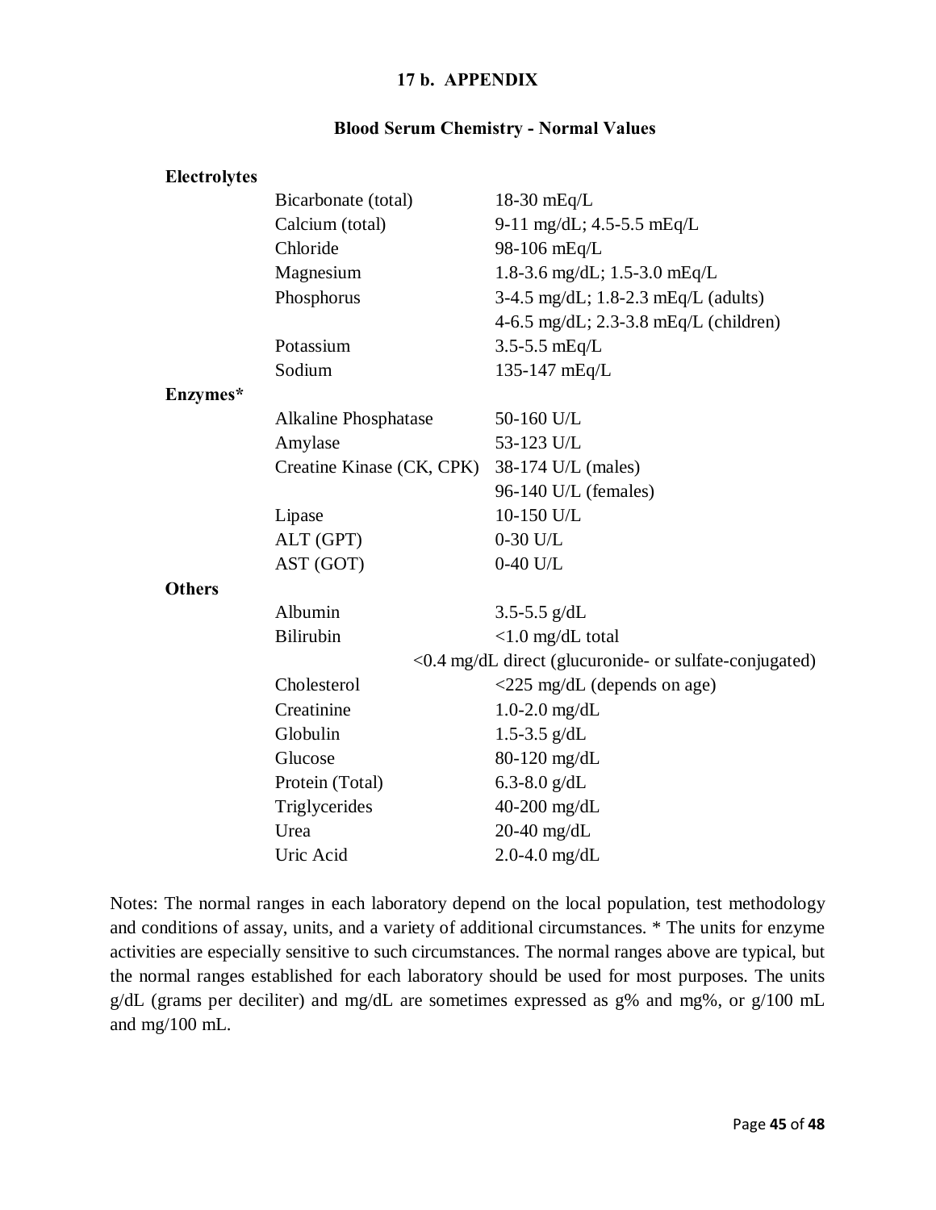## 17 b. APPENDIX

### Blood Serum Chemistry - Normal Values

| Category | Test | Normal Value |
|---|---|---|
| **Electrolytes** | | |
| | Bicarbonate (total) | 18-30 mEq/L |
| | Calcium (total) | 9-11 mg/dL; 4.5-5.5 mEq/L |
| | Chloride | 98-106 mEq/L |
| | Magnesium | 1.8-3.6 mg/dL; 1.5-3.0 mEq/L |
| | Phosphorus | 3-4.5 mg/dL; 1.8-2.3 mEq/L (adults) |
| | | 4-6.5 mg/dL; 2.3-3.8 mEq/L (children) |
| | Potassium | 3.5-5.5 mEq/L |
| | Sodium | 135-147 mEq/L |
| **Enzymes*** | | |
| | Alkaline Phosphatase | 50-160 U/L |
| | Amylase | 53-123 U/L |
| | Creatine Kinase (CK, CPK) | 38-174 U/L (males) |
| | | 96-140 U/L (females) |
| | Lipase | 10-150 U/L |
| | ALT (GPT) | 0-30 U/L |
| | AST (GOT) | 0-40 U/L |
| **Others** | | |
| | Albumin | 3.5-5.5 g/dL |
| | Bilirubin | <1.0 mg/dL total |
| | | <0.4 mg/dL direct (glucuronide- or sulfate-conjugated) |
| | Cholesterol | <225 mg/dL (depends on age) |
| | Creatinine | 1.0-2.0 mg/dL |
| | Globulin | 1.5-3.5 g/dL |
| | Glucose | 80-120 mg/dL |
| | Protein (Total) | 6.3-8.0 g/dL |
| | Triglycerides | 40-200 mg/dL |
| | Urea | 20-40 mg/dL |
| | Uric Acid | 2.0-4.0 mg/dL |

Notes: The normal ranges in each laboratory depend on the local population, test methodology and conditions of assay, units, and a variety of additional circumstances. * The units for enzyme activities are especially sensitive to such circumstances. The normal ranges above are typical, but the normal ranges established for each laboratory should be used for most purposes. The units g/dL (grams per deciliter) and mg/dL are sometimes expressed as g% and mg%, or g/100 mL and mg/100 mL.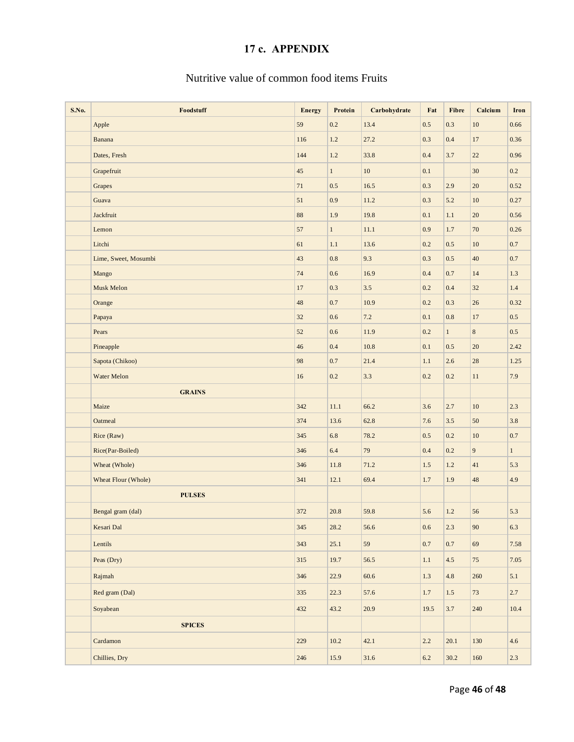## 17 c. APPENDIX

Nutritive value of common food items Fruits

| S.No. | Foodstuff | Energy | Protein | Carbohydrate | Fat | Fibre | Calcium | Iron |
|---|---|---|---|---|---|---|---|---|
| | Apple | 59 | 0.2 | 13.4 | 0.5 | 0.3 | 10 | 0.66 |
| | Banana | 116 | 1.2 | 27.2 | 0.3 | 0.4 | 17 | 0.36 |
| | Dates, Fresh | 144 | 1.2 | 33.8 | 0.4 | 3.7 | 22 | 0.96 |
| | Grapefruit | 45 | 1 | 10 | 0.1 | | 30 | 0.2 |
| | Grapes | 71 | 0.5 | 16.5 | 0.3 | 2.9 | 20 | 0.52 |
| | Guava | 51 | 0.9 | 11.2 | 0.3 | 5.2 | 10 | 0.27 |
| | Jackfruit | 88 | 1.9 | 19.8 | 0.1 | 1.1 | 20 | 0.56 |
| | Lemon | 57 | 1 | 11.1 | 0.9 | 1.7 | 70 | 0.26 |
| | Litchi | 61 | 1.1 | 13.6 | 0.2 | 0.5 | 10 | 0.7 |
| | Lime, Sweet, Mosumbi | 43 | 0.8 | 9.3 | 0.3 | 0.5 | 40 | 0.7 |
| | Mango | 74 | 0.6 | 16.9 | 0.4 | 0.7 | 14 | 1.3 |
| | Musk Melon | 17 | 0.3 | 3.5 | 0.2 | 0.4 | 32 | 1.4 |
| | Orange | 48 | 0.7 | 10.9 | 0.2 | 0.3 | 26 | 0.32 |
| | Papaya | 32 | 0.6 | 7.2 | 0.1 | 0.8 | 17 | 0.5 |
| | Pears | 52 | 0.6 | 11.9 | 0.2 | 1 | 8 | 0.5 |
| | Pineapple | 46 | 0.4 | 10.8 | 0.1 | 0.5 | 20 | 2.42 |
| | Sapota (Chikoo) | 98 | 0.7 | 21.4 | 1.1 | 2.6 | 28 | 1.25 |
| | Water Melon | 16 | 0.2 | 3.3 | 0.2 | 0.2 | 11 | 7.9 |
| | **GRAINS** | | | | | | | |
| | Maize | 342 | 11.1 | 66.2 | 3.6 | 2.7 | 10 | 2.3 |
| | Oatmeal | 374 | 13.6 | 62.8 | 7.6 | 3.5 | 50 | 3.8 |
| | Rice (Raw) | 345 | 6.8 | 78.2 | 0.5 | 0.2 | 10 | 0.7 |
| | Rice(Par-Boiled) | 346 | 6.4 | 79 | 0.4 | 0.2 | 9 | 1 |
| | Wheat (Whole) | 346 | 11.8 | 71.2 | 1.5 | 1.2 | 41 | 5.3 |
| | Wheat Flour (Whole) | 341 | 12.1 | 69.4 | 1.7 | 1.9 | 48 | 4.9 |
| | **PULSES** | | | | | | | |
| | Bengal gram (dal) | 372 | 20.8 | 59.8 | 5.6 | 1.2 | 56 | 5.3 |
| | Kesari Dal | 345 | 28.2 | 56.6 | 0.6 | 2.3 | 90 | 6.3 |
| | Lentils | 343 | 25.1 | 59 | 0.7 | 0.7 | 69 | 7.58 |
| | Peas (Dry) | 315 | 19.7 | 56.5 | 1.1 | 4.5 | 75 | 7.05 |
| | Rajmah | 346 | 22.9 | 60.6 | 1.3 | 4.8 | 260 | 5.1 |
| | Red gram (Dal) | 335 | 22.3 | 57.6 | 1.7 | 1.5 | 73 | 2.7 |
| | Soyabean | 432 | 43.2 | 20.9 | 19.5 | 3.7 | 240 | 10.4 |
| | **SPICES** | | | | | | | |
| | Cardamon | 229 | 10.2 | 42.1 | 2.2 | 20.1 | 130 | 4.6 |
| | Chillies, Dry | 246 | 15.9 | 31.6 | 6.2 | 30.2 | 160 | 2.3 |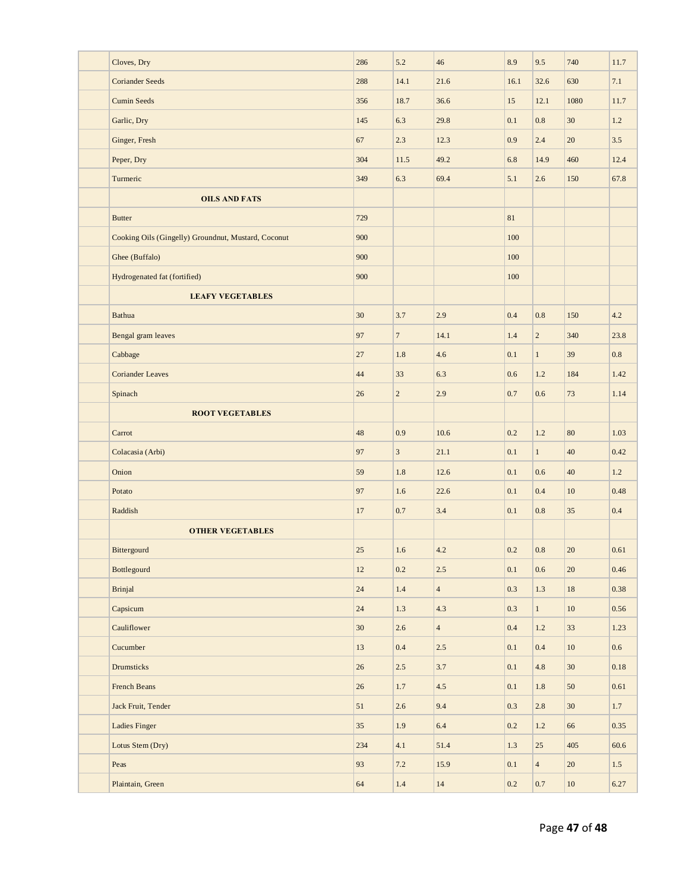| | | | | | | | |
|---|---|---|---|---|---|---|---|
| | Cloves, Dry | 286 | 5.2 | 46 | 8.9 | 9.5 | 740 | 11.7 |
| | Coriander Seeds | 288 | 14.1 | 21.6 | 16.1 | 32.6 | 630 | 7.1 |
| | Cumin Seeds | 356 | 18.7 | 36.6 | 15 | 12.1 | 1080 | 11.7 |
| | Garlic, Dry | 145 | 6.3 | 29.8 | 0.1 | 0.8 | 30 | 1.2 |
| | Ginger, Fresh | 67 | 2.3 | 12.3 | 0.9 | 2.4 | 20 | 3.5 |
| | Peper, Dry | 304 | 11.5 | 49.2 | 6.8 | 14.9 | 460 | 12.4 |
| | Turmeric | 349 | 6.3 | 69.4 | 5.1 | 2.6 | 150 | 67.8 |
| | **OILS AND FATS** | | | | | | | |
| | Butter | 729 | | | 81 | | | |
| | Cooking Oils (Gingelly) Groundnut, Mustard, Coconut | 900 | | | 100 | | | |
| | Ghee (Buffalo) | 900 | | | 100 | | | |
| | Hydrogenated fat (fortified) | 900 | | | 100 | | | |
| | **LEAFY VEGETABLES** | | | | | | | |
| | Bathua | 30 | 3.7 | 2.9 | 0.4 | 0.8 | 150 | 4.2 |
| | Bengal gram leaves | 97 | 7 | 14.1 | 1.4 | 2 | 340 | 23.8 |
| | Cabbage | 27 | 1.8 | 4.6 | 0.1 | 1 | 39 | 0.8 |
| | Coriander Leaves | 44 | 33 | 6.3 | 0.6 | 1.2 | 184 | 1.42 |
| | Spinach | 26 | 2 | 2.9 | 0.7 | 0.6 | 73 | 1.14 |
| | **ROOT VEGETABLES** | | | | | | | |
| | Carrot | 48 | 0.9 | 10.6 | 0.2 | 1.2 | 80 | 1.03 |
| | Colacasia (Arbi) | 97 | 3 | 21.1 | 0.1 | 1 | 40 | 0.42 |
| | Onion | 59 | 1.8 | 12.6 | 0.1 | 0.6 | 40 | 1.2 |
| | Potato | 97 | 1.6 | 22.6 | 0.1 | 0.4 | 10 | 0.48 |
| | Raddish | 17 | 0.7 | 3.4 | 0.1 | 0.8 | 35 | 0.4 |
| | **OTHER VEGETABLES** | | | | | | | |
| | Bittergourd | 25 | 1.6 | 4.2 | 0.2 | 0.8 | 20 | 0.61 |
| | Bottlegourd | 12 | 0.2 | 2.5 | 0.1 | 0.6 | 20 | 0.46 |
| | Brinjal | 24 | 1.4 | 4 | 0.3 | 1.3 | 18 | 0.38 |
| | Capsicum | 24 | 1.3 | 4.3 | 0.3 | 1 | 10 | 0.56 |
| | Cauliflower | 30 | 2.6 | 4 | 0.4 | 1.2 | 33 | 1.23 |
| | Cucumber | 13 | 0.4 | 2.5 | 0.1 | 0.4 | 10 | 0.6 |
| | Drumsticks | 26 | 2.5 | 3.7 | 0.1 | 4.8 | 30 | 0.18 |
| | French Beans | 26 | 1.7 | 4.5 | 0.1 | 1.8 | 50 | 0.61 |
| | Jack Fruit, Tender | 51 | 2.6 | 9.4 | 0.3 | 2.8 | 30 | 1.7 |
| | Ladies Finger | 35 | 1.9 | 6.4 | 0.2 | 1.2 | 66 | 0.35 |
| | Lotus Stem (Dry) | 234 | 4.1 | 51.4 | 1.3 | 25 | 405 | 60.6 |
| | Peas | 93 | 7.2 | 15.9 | 0.1 | 4 | 20 | 1.5 |
| | Plaintain, Green | 64 | 1.4 | 14 | 0.2 | 0.7 | 10 | 6.27 |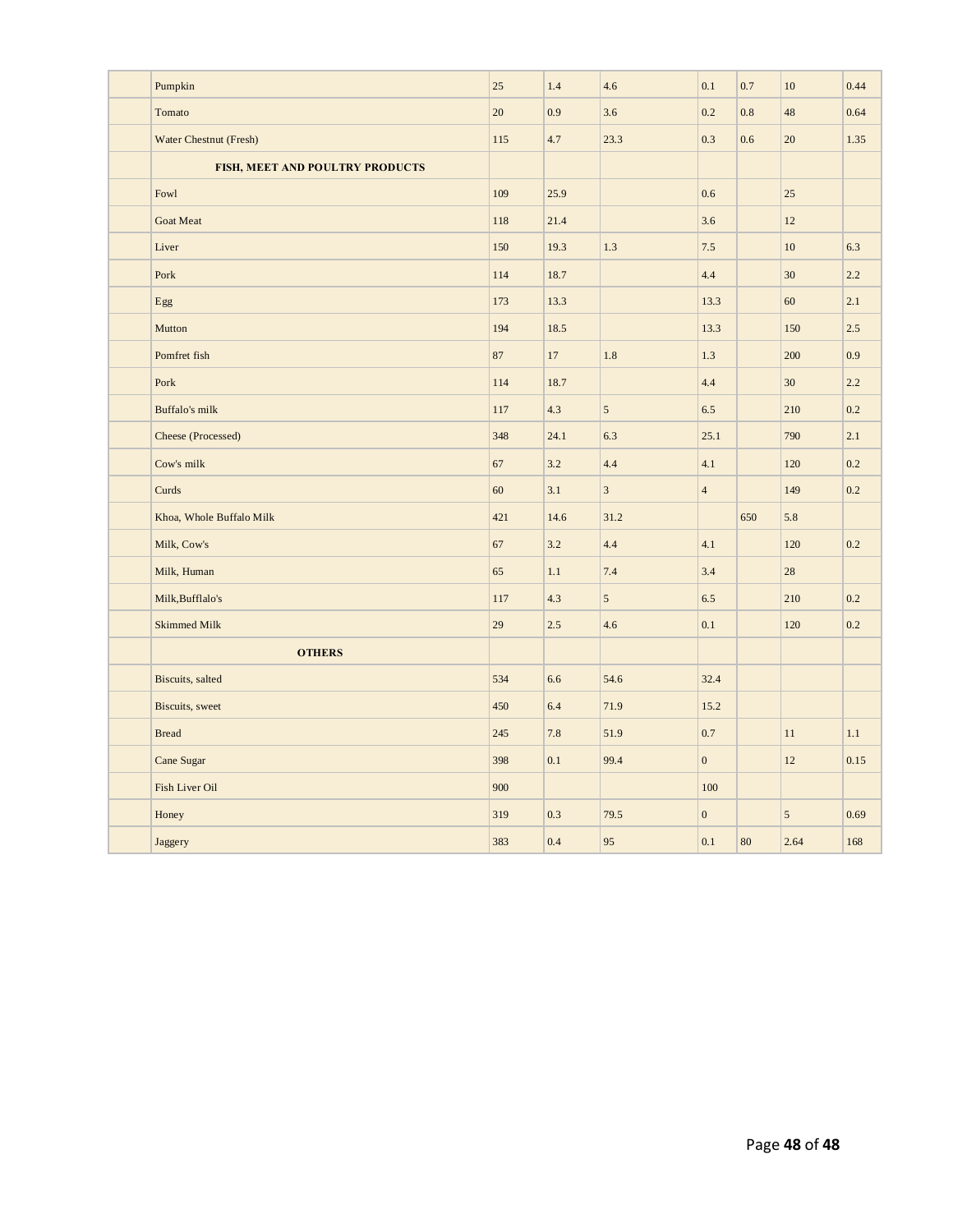| | | | | | | | | |
|---|---|---|---|---|---|---|---|---|
| | Pumpkin | 25 | 1.4 | 4.6 | 0.1 | 0.7 | 10 | 0.44 |
| | Tomato | 20 | 0.9 | 3.6 | 0.2 | 0.8 | 48 | 0.64 |
| | Water Chestnut (Fresh) | 115 | 4.7 | 23.3 | 0.3 | 0.6 | 20 | 1.35 |
| | **FISH, MEET AND POULTRY PRODUCTS** | | | | | | | |
| | Fowl | 109 | 25.9 | | 0.6 | | 25 | |
| | Goat Meat | 118 | 21.4 | | 3.6 | | 12 | |
| | Liver | 150 | 19.3 | 1.3 | 7.5 | | 10 | 6.3 |
| | Pork | 114 | 18.7 | | 4.4 | | 30 | 2.2 |
| | Egg | 173 | 13.3 | | 13.3 | | 60 | 2.1 |
| | Mutton | 194 | 18.5 | | 13.3 | | 150 | 2.5 |
| | Pomfret fish | 87 | 17 | 1.8 | 1.3 | | 200 | 0.9 |
| | Pork | 114 | 18.7 | | 4.4 | | 30 | 2.2 |
| | Buffalo's milk | 117 | 4.3 | 5 | 6.5 | | 210 | 0.2 |
| | Cheese (Processed) | 348 | 24.1 | 6.3 | 25.1 | | 790 | 2.1 |
| | Cow's milk | 67 | 3.2 | 4.4 | 4.1 | | 120 | 0.2 |
| | Curds | 60 | 3.1 | 3 | 4 | | 149 | 0.2 |
| | Khoa, Whole Buffalo Milk | 421 | 14.6 | 31.2 | | 650 | 5.8 | |
| | Milk, Cow's | 67 | 3.2 | 4.4 | 4.1 | | 120 | 0.2 |
| | Milk, Human | 65 | 1.1 | 7.4 | 3.4 | | 28 | |
| | Milk,Bufflalo's | 117 | 4.3 | 5 | 6.5 | | 210 | 0.2 |
| | Skimmed Milk | 29 | 2.5 | 4.6 | 0.1 | | 120 | 0.2 |
| | **OTHERS** | | | | | | | |
| | Biscuits, salted | 534 | 6.6 | 54.6 | 32.4 | | | |
| | Biscuits, sweet | 450 | 6.4 | 71.9 | 15.2 | | | |
| | Bread | 245 | 7.8 | 51.9 | 0.7 | | 11 | 1.1 |
| | Cane Sugar | 398 | 0.1 | 99.4 | 0 | | 12 | 0.15 |
| | Fish Liver Oil | 900 | | | 100 | | | |
| | Honey | 319 | 0.3 | 79.5 | 0 | | 5 | 0.69 |
| | Jaggery | 383 | 0.4 | 95 | 0.1 | 80 | 2.64 | 168 |